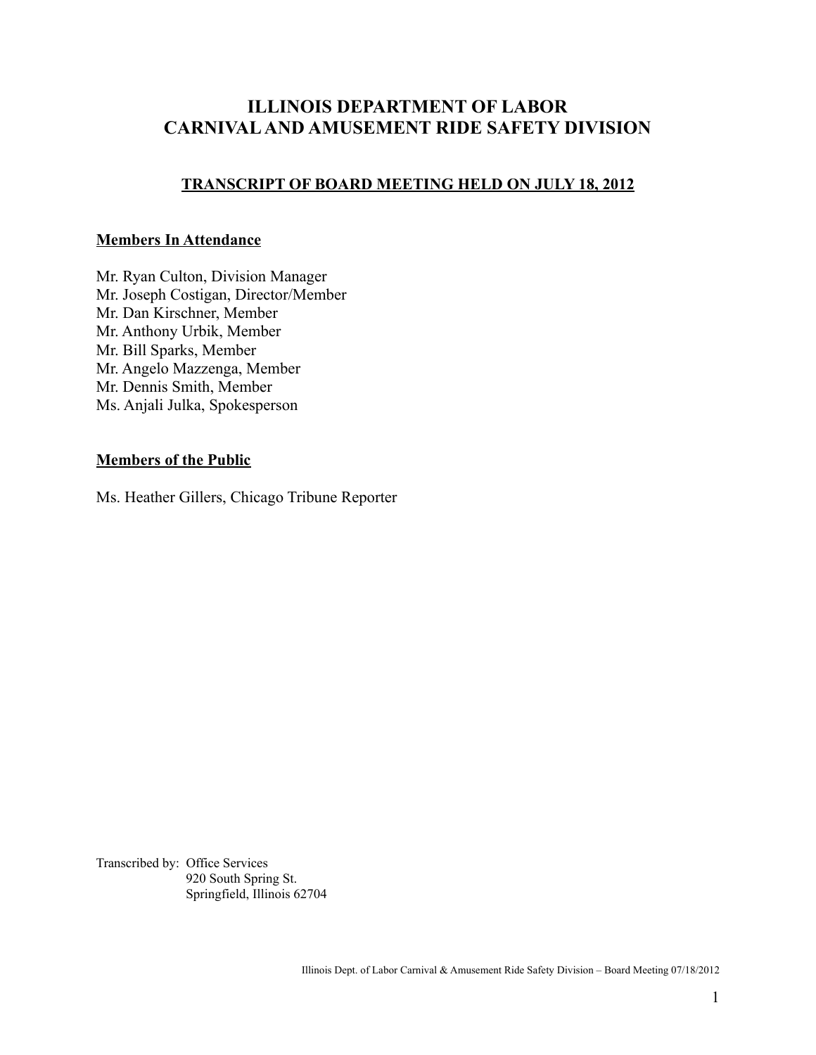# ILLINOIS DEPARTMENT OF LABOR
# CARNIVAL AND AMUSEMENT RIDE SAFETY DIVISION

## TRANSCRIPT OF BOARD MEETING HELD ON JULY 18, 2012

**Members In Attendance**

Mr. Ryan Culton, Division Manager
Mr. Joseph Costigan, Director/Member
Mr. Dan Kirschner, Member
Mr. Anthony Urbik, Member
Mr. Bill Sparks, Member
Mr. Angelo Mazzenga, Member
Mr. Dennis Smith, Member
Ms. Anjali Julka, Spokesperson

**Members of the Public**

Ms. Heather Gillers, Chicago Tribune Reporter

Transcribed by: Office Services
920 South Spring St.
Springfield, Illinois 62704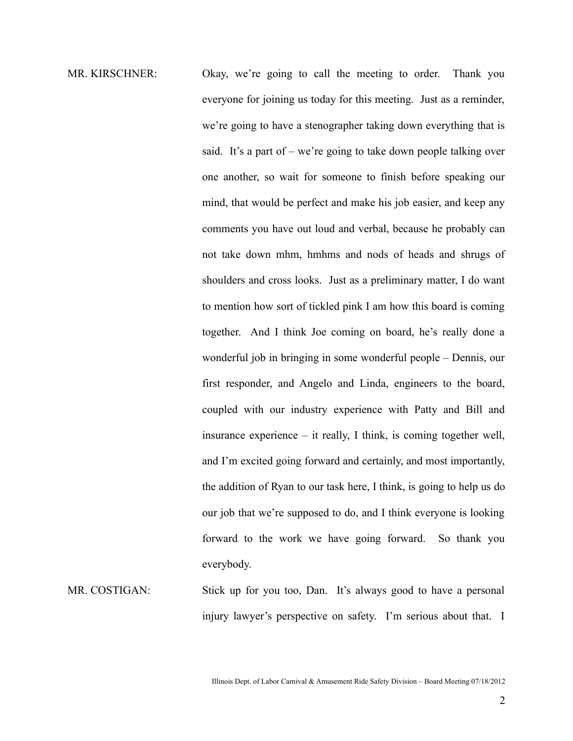MR. KIRSCHNER: Okay, we're going to call the meeting to order. Thank you everyone for joining us today for this meeting. Just as a reminder, we're going to have a stenographer taking down everything that is said. It's a part of – we're going to take down people talking over one another, so wait for someone to finish before speaking our mind, that would be perfect and make his job easier, and keep any comments you have out loud and verbal, because he probably can not take down mhm, hmhms and nods of heads and shrugs of shoulders and cross looks. Just as a preliminary matter, I do want to mention how sort of tickled pink I am how this board is coming together. And I think Joe coming on board, he's really done a wonderful job in bringing in some wonderful people – Dennis, our first responder, and Angelo and Linda, engineers to the board, coupled with our industry experience with Patty and Bill and insurance experience – it really, I think, is coming together well, and I'm excited going forward and certainly, and most importantly, the addition of Ryan to our task here, I think, is going to help us do our job that we're supposed to do, and I think everyone is looking forward to the work we have going forward. So thank you everybody.

MR. COSTIGAN: Stick up for you too, Dan. It's always good to have a personal injury lawyer's perspective on safety. I'm serious about that. I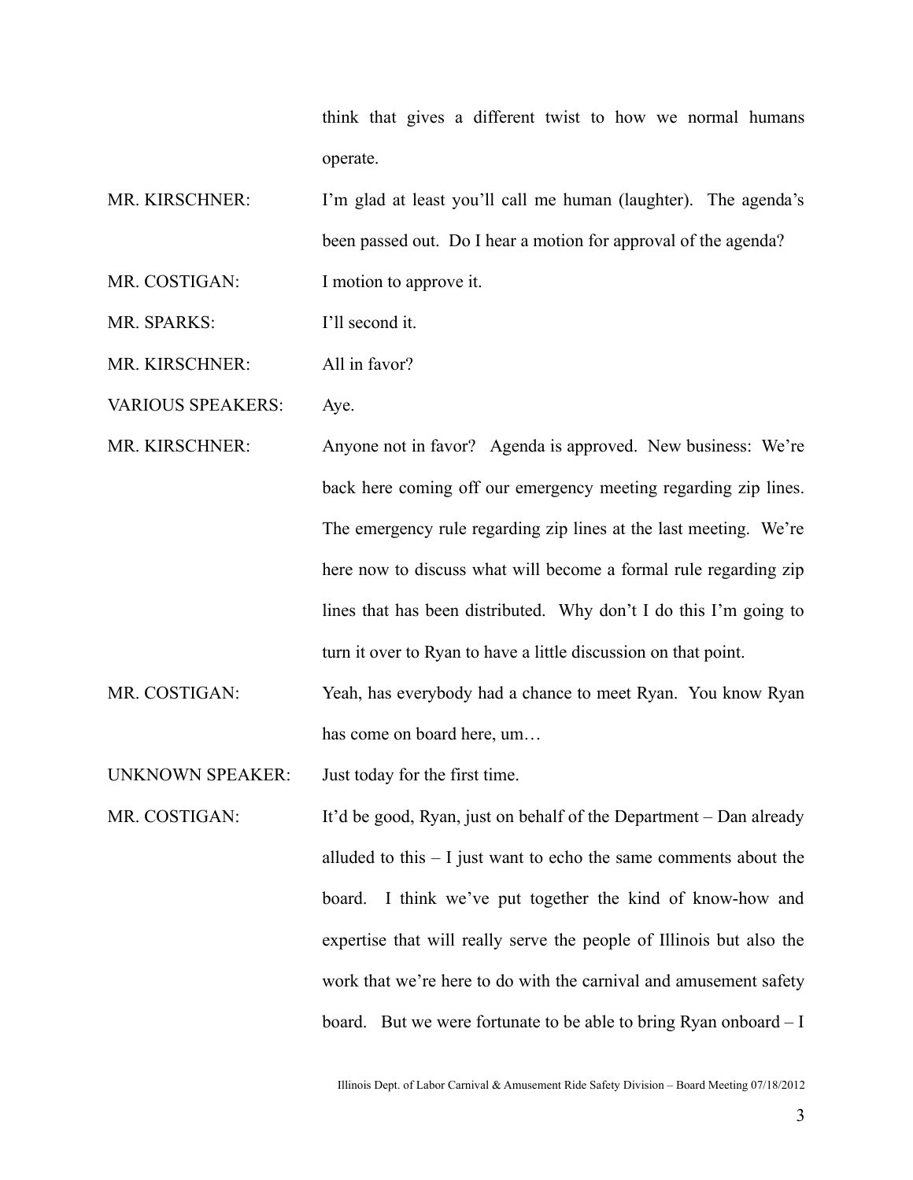think that gives a different twist to how we normal humans operate.

MR. KIRSCHNER: I'm glad at least you'll call me human (laughter). The agenda's been passed out. Do I hear a motion for approval of the agenda?

MR. COSTIGAN: I motion to approve it.

MR. SPARKS: I'll second it.

MR. KIRSCHNER: All in favor?

VARIOUS SPEAKERS: Aye.

MR. KIRSCHNER: Anyone not in favor? Agenda is approved. New business: We're back here coming off our emergency meeting regarding zip lines. The emergency rule regarding zip lines at the last meeting. We're here now to discuss what will become a formal rule regarding zip lines that has been distributed. Why don't I do this I'm going to turn it over to Ryan to have a little discussion on that point.

MR. COSTIGAN: Yeah, has everybody had a chance to meet Ryan. You know Ryan has come on board here, um…

UNKNOWN SPEAKER: Just today for the first time.

MR. COSTIGAN: It'd be good, Ryan, just on behalf of the Department – Dan already alluded to this – I just want to echo the same comments about the board. I think we've put together the kind of know-how and expertise that will really serve the people of Illinois but also the work that we're here to do with the carnival and amusement safety board. But we were fortunate to be able to bring Ryan onboard – I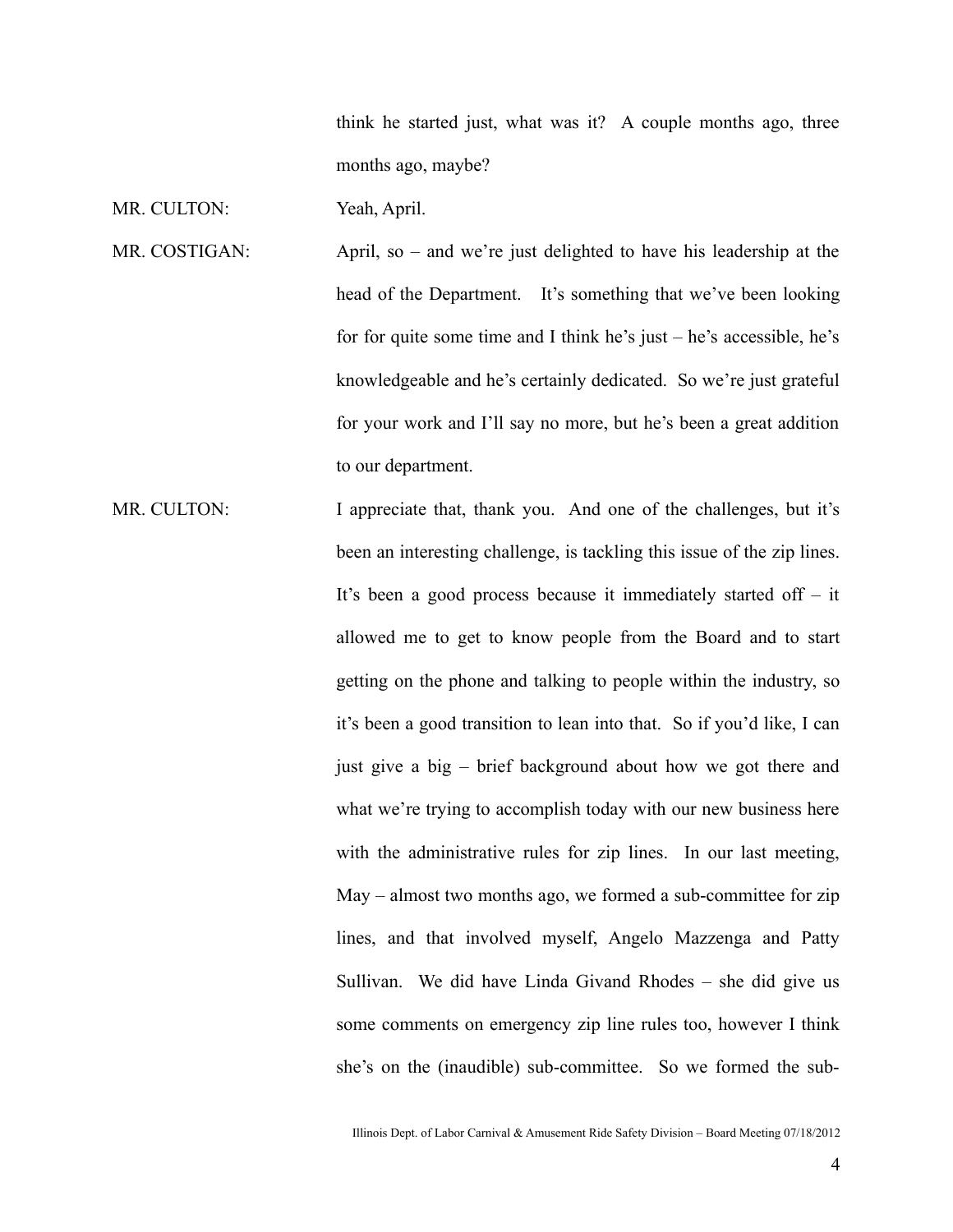think he started just, what was it? A couple months ago, three months ago, maybe?

MR. CULTON: Yeah, April.

MR. COSTIGAN: April, so – and we're just delighted to have his leadership at the head of the Department. It's something that we've been looking for for quite some time and I think he's just – he's accessible, he's knowledgeable and he's certainly dedicated. So we're just grateful for your work and I'll say no more, but he's been a great addition to our department.

MR. CULTON: I appreciate that, thank you. And one of the challenges, but it's been an interesting challenge, is tackling this issue of the zip lines. It's been a good process because it immediately started off – it allowed me to get to know people from the Board and to start getting on the phone and talking to people within the industry, so it's been a good transition to lean into that. So if you'd like, I can just give a big – brief background about how we got there and what we're trying to accomplish today with our new business here with the administrative rules for zip lines. In our last meeting, May – almost two months ago, we formed a sub-committee for zip lines, and that involved myself, Angelo Mazzenga and Patty Sullivan. We did have Linda Givand Rhodes – she did give us some comments on emergency zip line rules too, however I think she's on the (inaudible) sub-committee. So we formed the sub-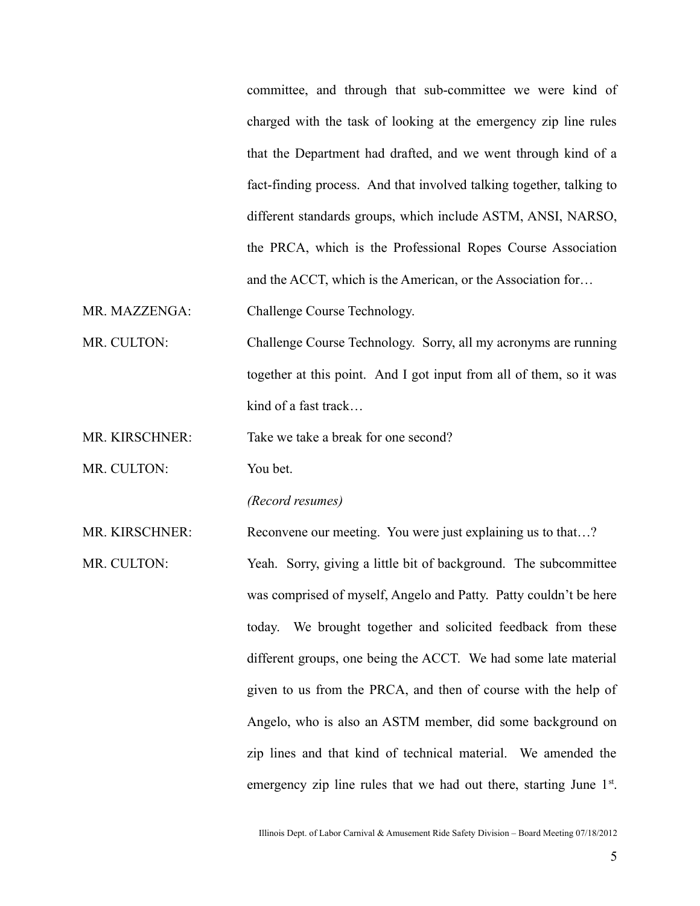committee, and through that sub-committee we were kind of charged with the task of looking at the emergency zip line rules that the Department had drafted, and we went through kind of a fact-finding process. And that involved talking together, talking to different standards groups, which include ASTM, ANSI, NARSO, the PRCA, which is the Professional Ropes Course Association and the ACCT, which is the American, or the Association for…

MR. MAZZENGA: Challenge Course Technology.

MR. CULTON: Challenge Course Technology. Sorry, all my acronyms are running together at this point. And I got input from all of them, so it was kind of a fast track…

MR. KIRSCHNER: Take we take a break for one second?

MR. CULTON: You bet.

*(Record resumes)*

MR. KIRSCHNER: Reconvene our meeting. You were just explaining us to that…?

MR. CULTON: Yeah. Sorry, giving a little bit of background. The subcommittee was comprised of myself, Angelo and Patty. Patty couldn't be here today. We brought together and solicited feedback from these different groups, one being the ACCT. We had some late material given to us from the PRCA, and then of course with the help of Angelo, who is also an ASTM member, did some background on zip lines and that kind of technical material. We amended the emergency zip line rules that we had out there, starting June 1st.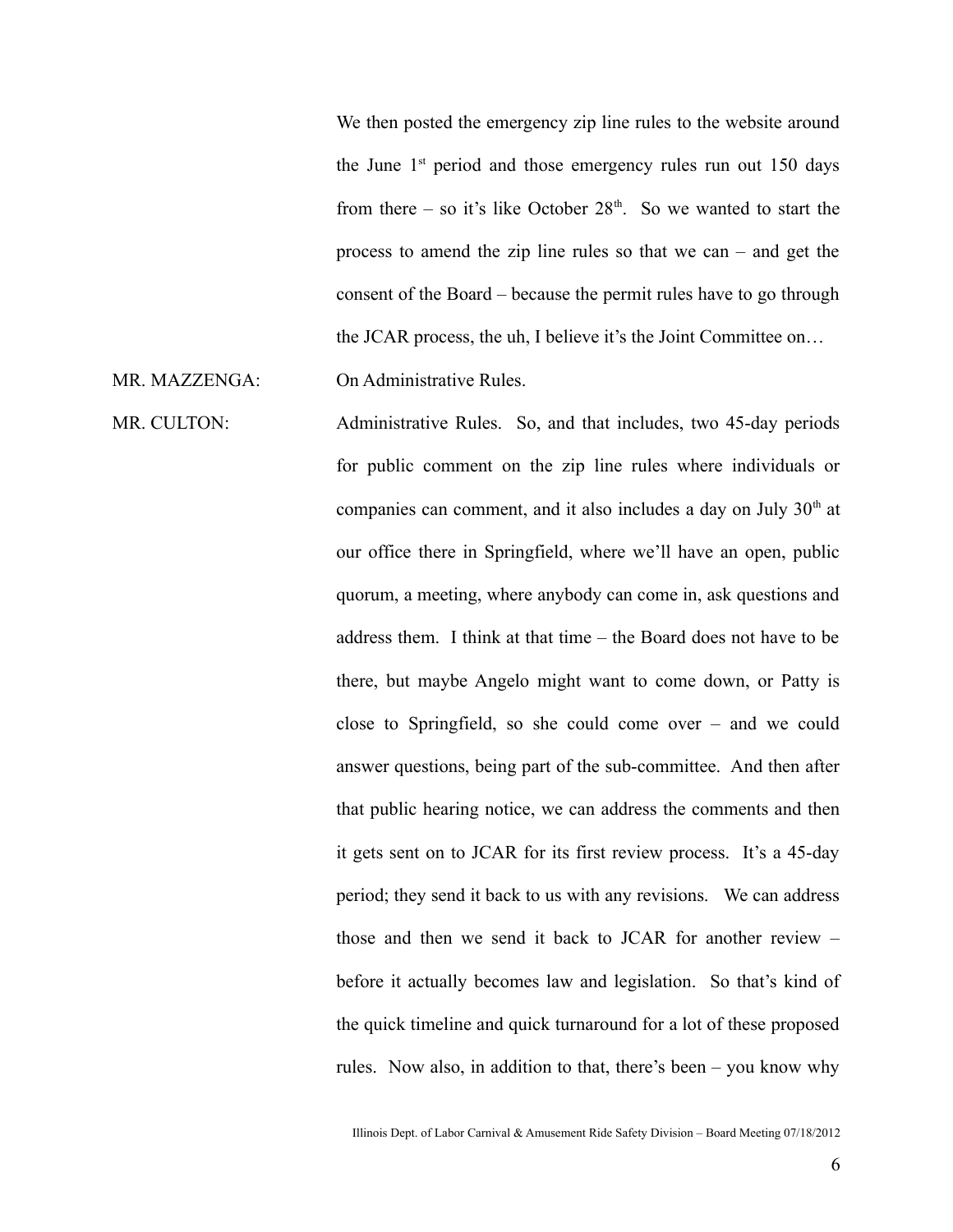We then posted the emergency zip line rules to the website around the June 1st period and those emergency rules run out 150 days from there – so it's like October 28th. So we wanted to start the process to amend the zip line rules so that we can – and get the consent of the Board – because the permit rules have to go through the JCAR process, the uh, I believe it's the Joint Committee on…

MR. MAZZENGA: On Administrative Rules.

MR. CULTON: Administrative Rules. So, and that includes, two 45-day periods for public comment on the zip line rules where individuals or companies can comment, and it also includes a day on July 30th at our office there in Springfield, where we'll have an open, public quorum, a meeting, where anybody can come in, ask questions and address them. I think at that time – the Board does not have to be there, but maybe Angelo might want to come down, or Patty is close to Springfield, so she could come over – and we could answer questions, being part of the sub-committee. And then after that public hearing notice, we can address the comments and then it gets sent on to JCAR for its first review process. It's a 45-day period; they send it back to us with any revisions. We can address those and then we send it back to JCAR for another review – before it actually becomes law and legislation. So that's kind of the quick timeline and quick turnaround for a lot of these proposed rules. Now also, in addition to that, there's been – you know why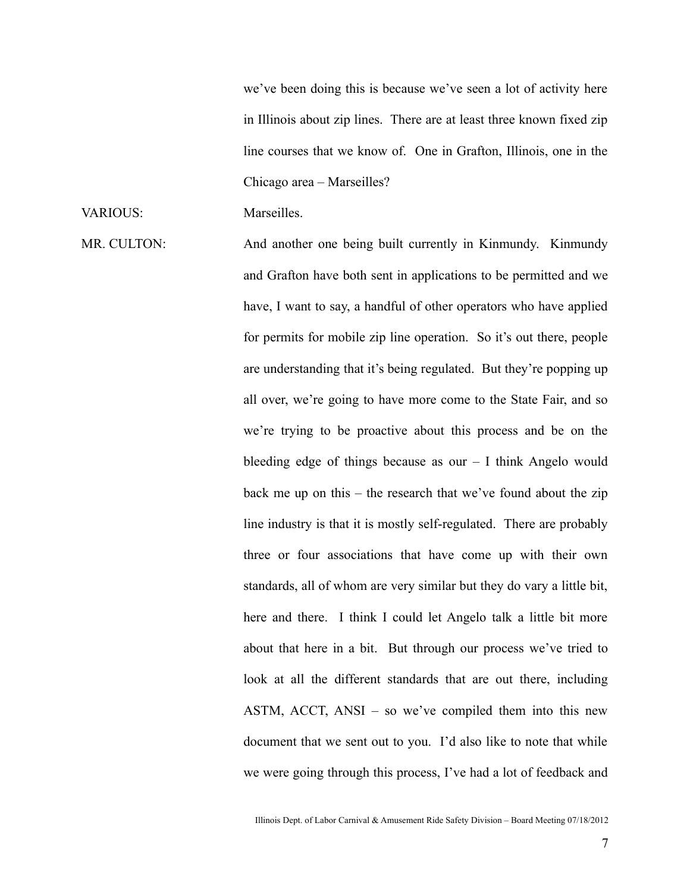we've been doing this is because we've seen a lot of activity here in Illinois about zip lines. There are at least three known fixed zip line courses that we know of. One in Grafton, Illinois, one in the Chicago area – Marseilles?

VARIOUS: Marseilles.

MR. CULTON: And another one being built currently in Kinmundy. Kinmundy and Grafton have both sent in applications to be permitted and we have, I want to say, a handful of other operators who have applied for permits for mobile zip line operation. So it's out there, people are understanding that it's being regulated. But they're popping up all over, we're going to have more come to the State Fair, and so we're trying to be proactive about this process and be on the bleeding edge of things because as our – I think Angelo would back me up on this – the research that we've found about the zip line industry is that it is mostly self-regulated. There are probably three or four associations that have come up with their own standards, all of whom are very similar but they do vary a little bit, here and there. I think I could let Angelo talk a little bit more about that here in a bit. But through our process we've tried to look at all the different standards that are out there, including ASTM, ACCT, ANSI – so we've compiled them into this new document that we sent out to you. I'd also like to note that while we were going through this process, I've had a lot of feedback and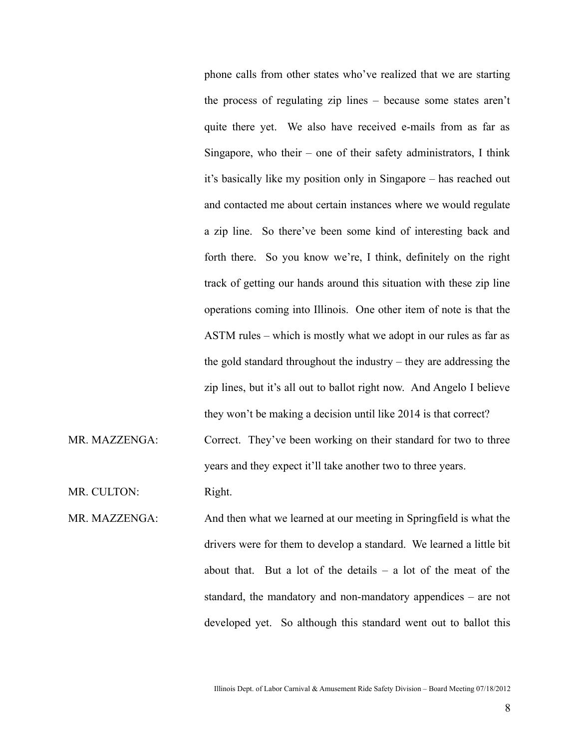phone calls from other states who've realized that we are starting the process of regulating zip lines – because some states aren't quite there yet. We also have received e-mails from as far as Singapore, who their – one of their safety administrators, I think it's basically like my position only in Singapore – has reached out and contacted me about certain instances where we would regulate a zip line. So there've been some kind of interesting back and forth there. So you know we're, I think, definitely on the right track of getting our hands around this situation with these zip line operations coming into Illinois. One other item of note is that the ASTM rules – which is mostly what we adopt in our rules as far as the gold standard throughout the industry – they are addressing the zip lines, but it's all out to ballot right now. And Angelo I believe they won't be making a decision until like 2014 is that correct?

MR. MAZZENGA: Correct. They've been working on their standard for two to three years and they expect it'll take another two to three years.

MR. CULTON: Right.

MR. MAZZENGA: And then what we learned at our meeting in Springfield is what the drivers were for them to develop a standard. We learned a little bit about that. But a lot of the details – a lot of the meat of the standard, the mandatory and non-mandatory appendices – are not developed yet. So although this standard went out to ballot this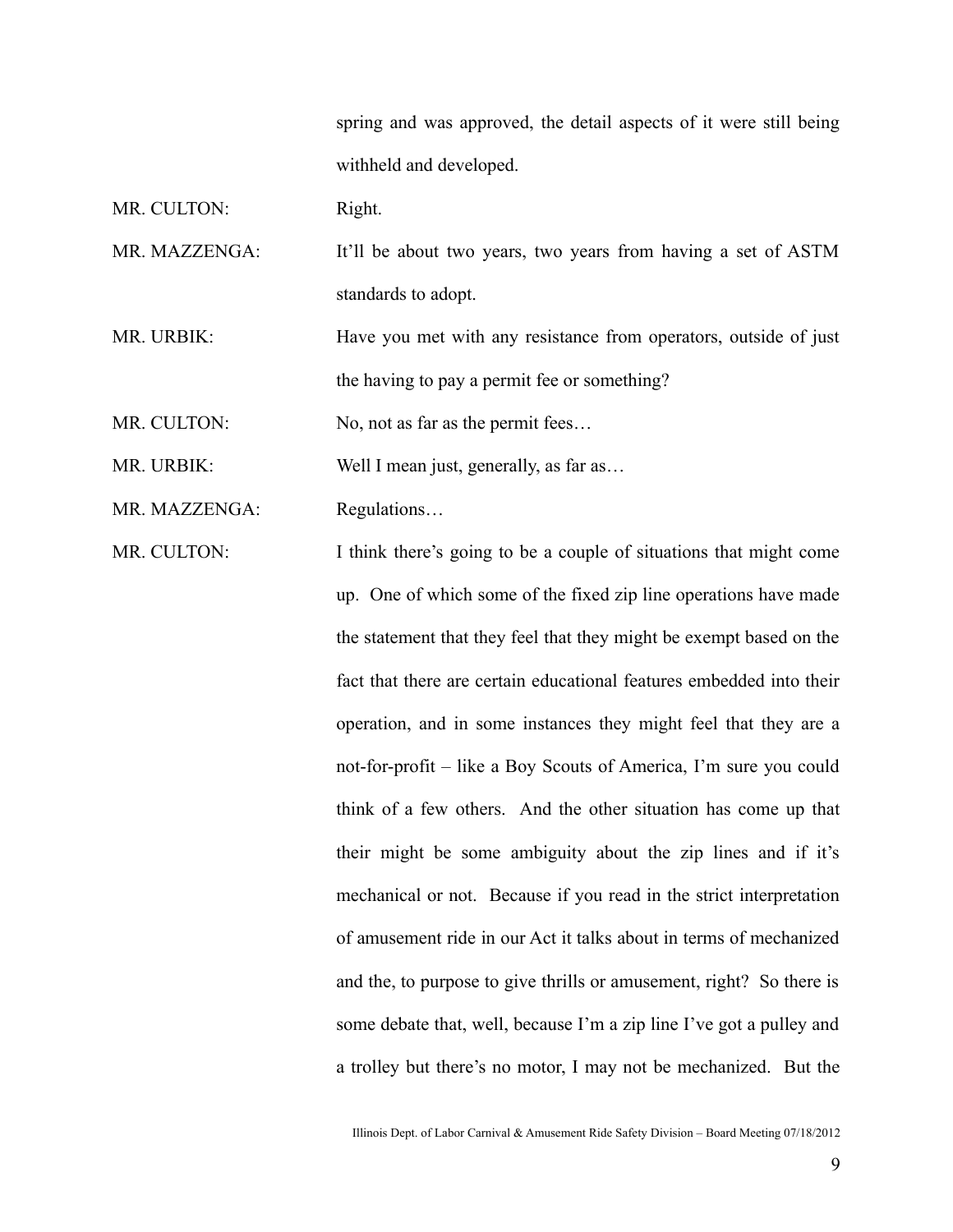spring and was approved, the detail aspects of it were still being withheld and developed.

MR. CULTON: Right.

MR. MAZZENGA: It'll be about two years, two years from having a set of ASTM standards to adopt.

MR. URBIK: Have you met with any resistance from operators, outside of just the having to pay a permit fee or something?

MR. CULTON: No, not as far as the permit fees…

MR. URBIK: Well I mean just, generally, as far as…

MR. MAZZENGA: Regulations…

MR. CULTON: I think there's going to be a couple of situations that might come up. One of which some of the fixed zip line operations have made the statement that they feel that they might be exempt based on the fact that there are certain educational features embedded into their operation, and in some instances they might feel that they are a not-for-profit – like a Boy Scouts of America, I'm sure you could think of a few others. And the other situation has come up that their might be some ambiguity about the zip lines and if it's mechanical or not. Because if you read in the strict interpretation of amusement ride in our Act it talks about in terms of mechanized and the, to purpose to give thrills or amusement, right? So there is some debate that, well, because I'm a zip line I've got a pulley and a trolley but there's no motor, I may not be mechanized. But the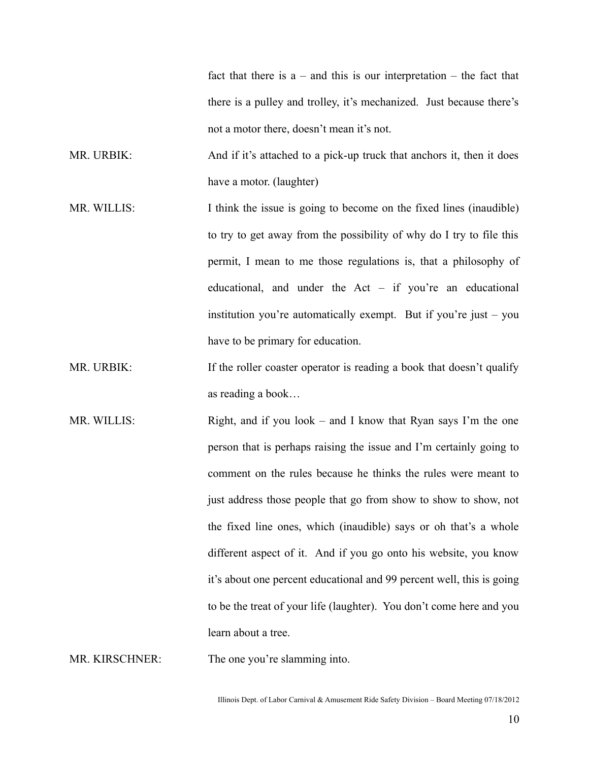fact that there is a – and this is our interpretation – the fact that there is a pulley and trolley, it's mechanized. Just because there's not a motor there, doesn't mean it's not.

MR. URBIK: And if it's attached to a pick-up truck that anchors it, then it does have a motor. (laughter)

MR. WILLIS: I think the issue is going to become on the fixed lines (inaudible) to try to get away from the possibility of why do I try to file this permit, I mean to me those regulations is, that a philosophy of educational, and under the Act – if you're an educational institution you're automatically exempt. But if you're just – you have to be primary for education.

MR. URBIK: If the roller coaster operator is reading a book that doesn't qualify as reading a book…

MR. WILLIS: Right, and if you look – and I know that Ryan says I'm the one person that is perhaps raising the issue and I'm certainly going to comment on the rules because he thinks the rules were meant to just address those people that go from show to show to show, not the fixed line ones, which (inaudible) says or oh that's a whole different aspect of it. And if you go onto his website, you know it's about one percent educational and 99 percent well, this is going to be the treat of your life (laughter). You don't come here and you learn about a tree.

MR. KIRSCHNER: The one you're slamming into.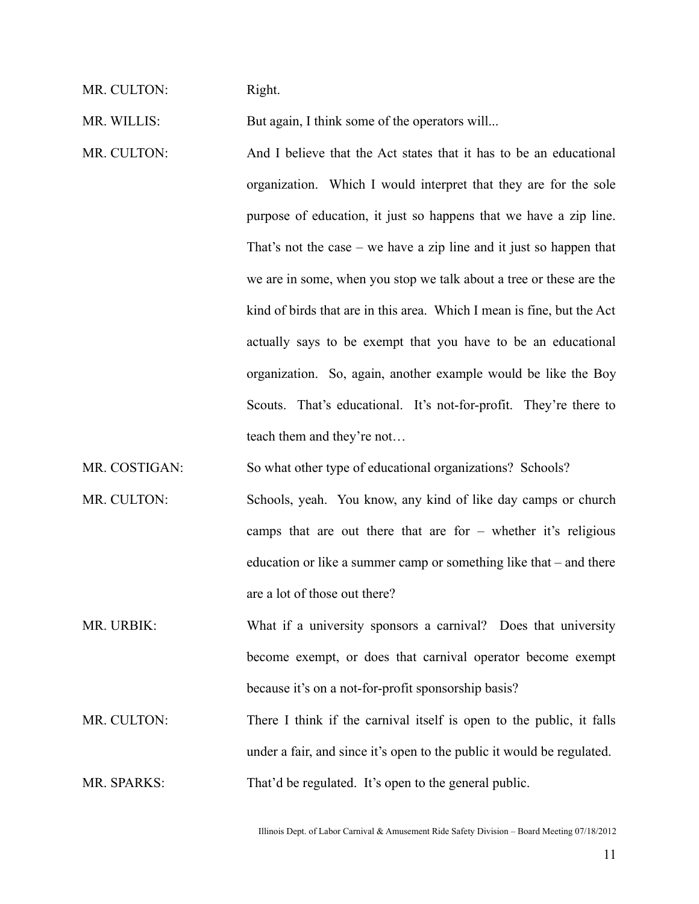MR. CULTON: Right.

MR. WILLIS: But again, I think some of the operators will...

MR. CULTON: And I believe that the Act states that it has to be an educational organization. Which I would interpret that they are for the sole purpose of education, it just so happens that we have a zip line. That's not the case – we have a zip line and it just so happen that we are in some, when you stop we talk about a tree or these are the kind of birds that are in this area. Which I mean is fine, but the Act actually says to be exempt that you have to be an educational organization. So, again, another example would be like the Boy Scouts. That's educational. It's not-for-profit. They're there to teach them and they're not…

MR. COSTIGAN: So what other type of educational organizations? Schools?

MR. CULTON: Schools, yeah. You know, any kind of like day camps or church camps that are out there that are for – whether it's religious education or like a summer camp or something like that – and there are a lot of those out there?

MR. URBIK: What if a university sponsors a carnival? Does that university become exempt, or does that carnival operator become exempt because it's on a not-for-profit sponsorship basis?

MR. CULTON: There I think if the carnival itself is open to the public, it falls under a fair, and since it's open to the public it would be regulated.

MR. SPARKS: That'd be regulated. It's open to the general public.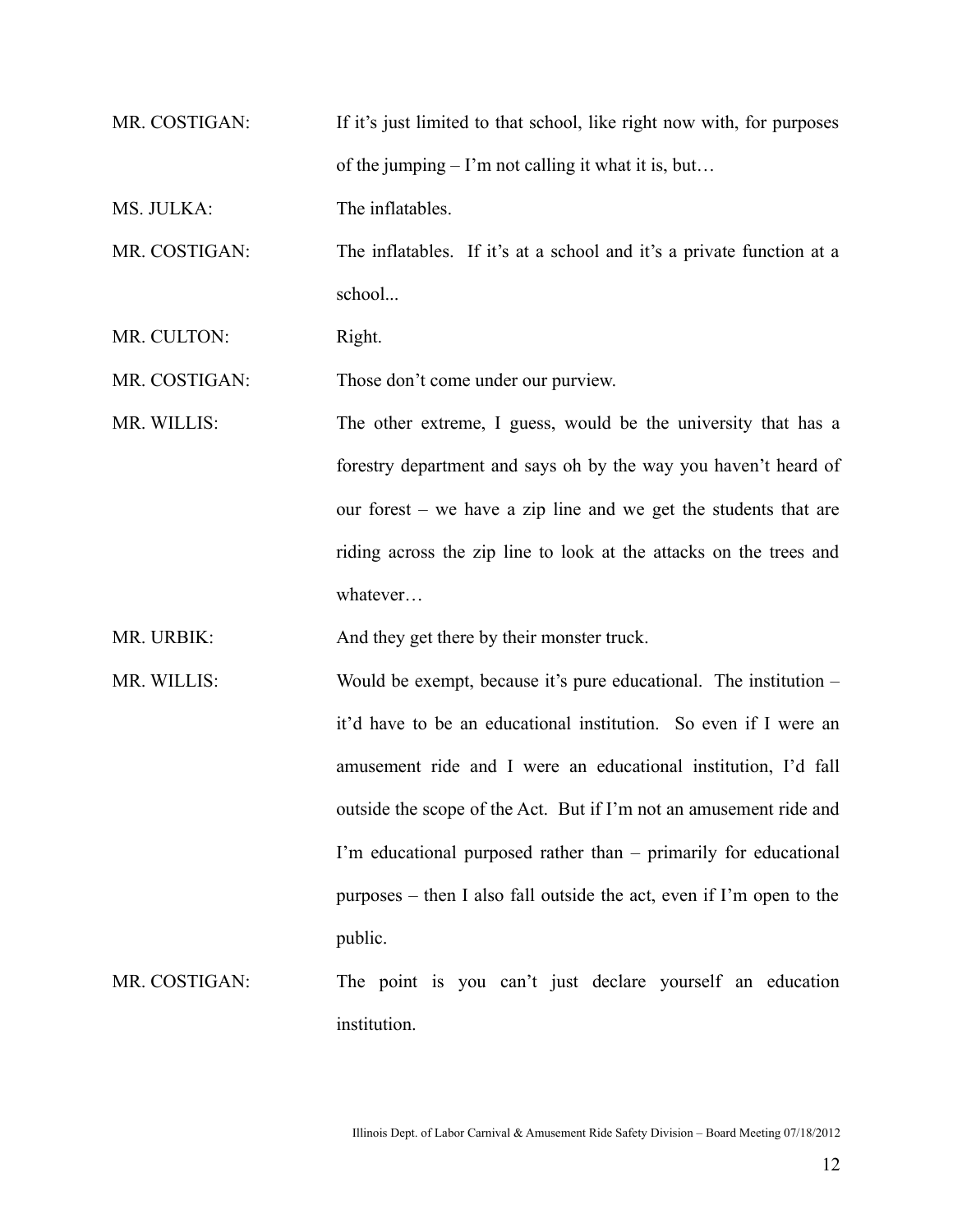MR. COSTIGAN: If it's just limited to that school, like right now with, for purposes of the jumping – I'm not calling it what it is, but…

MS. JULKA: The inflatables.

MR. COSTIGAN: The inflatables. If it's at a school and it's a private function at a school...

MR. CULTON: Right.

MR. COSTIGAN: Those don't come under our purview.

MR. WILLIS: The other extreme, I guess, would be the university that has a forestry department and says oh by the way you haven't heard of our forest – we have a zip line and we get the students that are riding across the zip line to look at the attacks on the trees and whatever…

MR. URBIK: And they get there by their monster truck.

MR. WILLIS: Would be exempt, because it's pure educational. The institution – it'd have to be an educational institution. So even if I were an amusement ride and I were an educational institution, I'd fall outside the scope of the Act. But if I'm not an amusement ride and I'm educational purposed rather than – primarily for educational purposes – then I also fall outside the act, even if I'm open to the public.

MR. COSTIGAN: The point is you can't just declare yourself an education institution.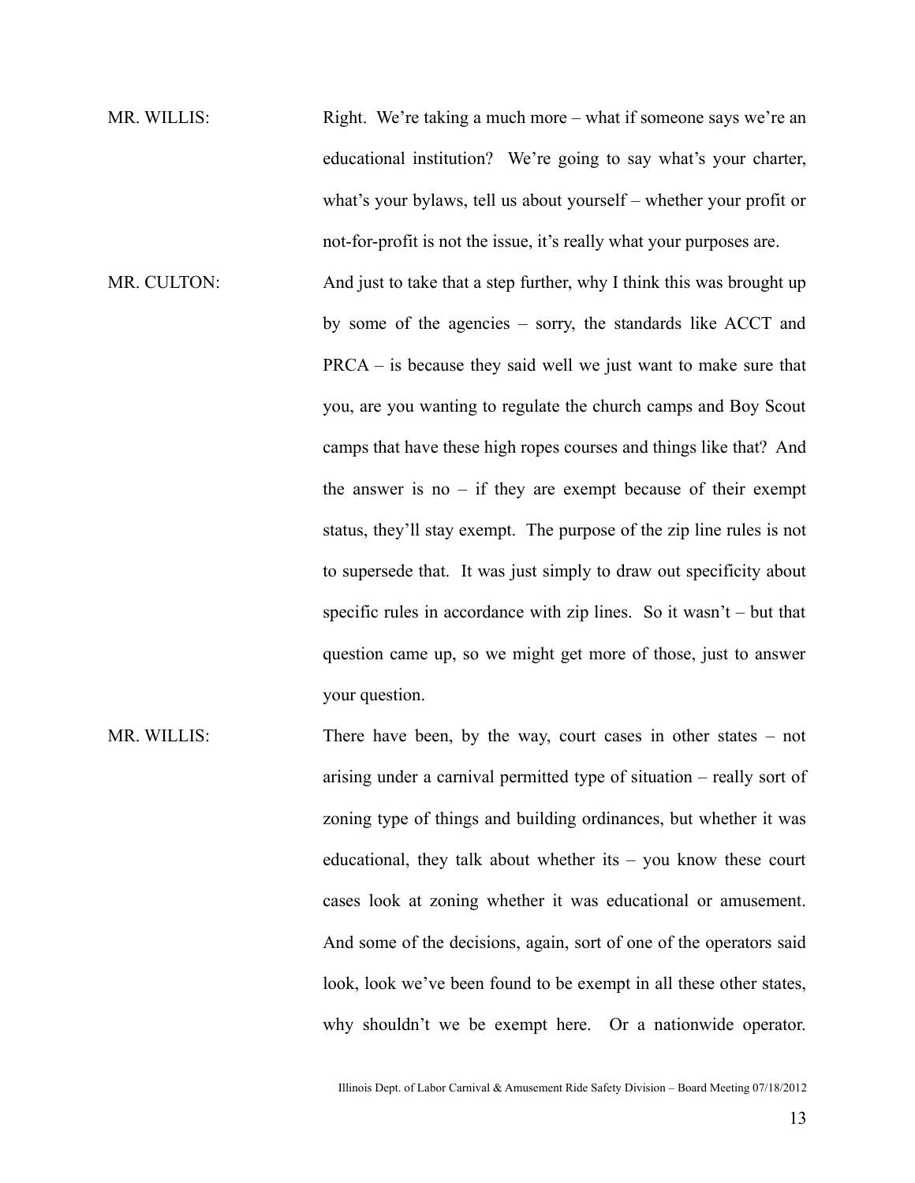MR. WILLIS: Right. We're taking a much more – what if someone says we're an educational institution? We're going to say what's your charter, what's your bylaws, tell us about yourself – whether your profit or not-for-profit is not the issue, it's really what your purposes are.

MR. CULTON: And just to take that a step further, why I think this was brought up by some of the agencies – sorry, the standards like ACCT and PRCA – is because they said well we just want to make sure that you, are you wanting to regulate the church camps and Boy Scout camps that have these high ropes courses and things like that? And the answer is no – if they are exempt because of their exempt status, they'll stay exempt. The purpose of the zip line rules is not to supersede that. It was just simply to draw out specificity about specific rules in accordance with zip lines. So it wasn't – but that question came up, so we might get more of those, just to answer your question.

MR. WILLIS: There have been, by the way, court cases in other states – not arising under a carnival permitted type of situation – really sort of zoning type of things and building ordinances, but whether it was educational, they talk about whether its – you know these court cases look at zoning whether it was educational or amusement. And some of the decisions, again, sort of one of the operators said look, look we've been found to be exempt in all these other states, why shouldn't we be exempt here. Or a nationwide operator.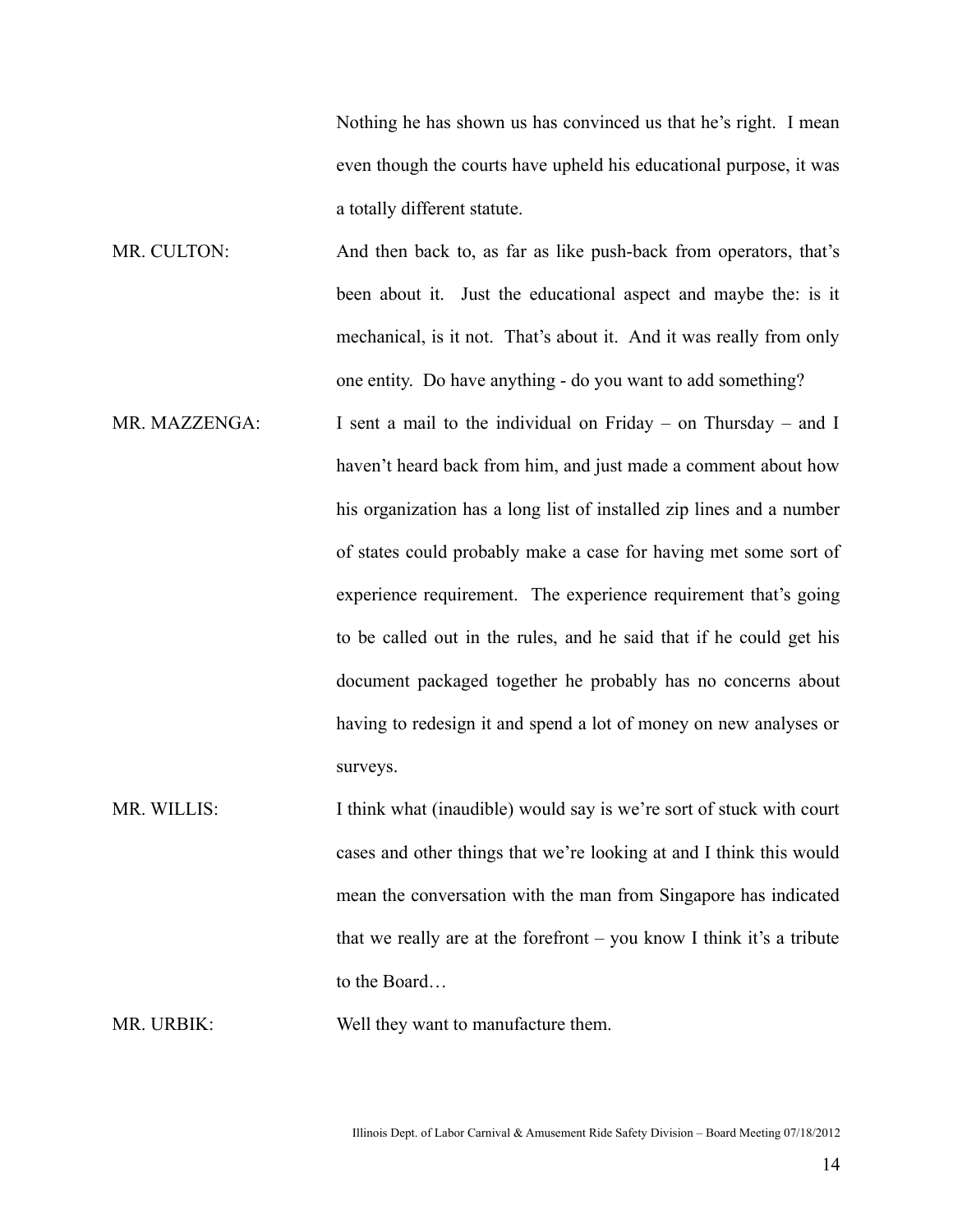Nothing he has shown us has convinced us that he's right. I mean even though the courts have upheld his educational purpose, it was a totally different statute.

MR. CULTON: And then back to, as far as like push-back from operators, that's been about it. Just the educational aspect and maybe the: is it mechanical, is it not. That's about it. And it was really from only one entity. Do have anything - do you want to add something?

MR. MAZZENGA: I sent a mail to the individual on Friday – on Thursday – and I haven't heard back from him, and just made a comment about how his organization has a long list of installed zip lines and a number of states could probably make a case for having met some sort of experience requirement. The experience requirement that's going to be called out in the rules, and he said that if he could get his document packaged together he probably has no concerns about having to redesign it and spend a lot of money on new analyses or surveys.

MR. WILLIS: I think what (inaudible) would say is we're sort of stuck with court cases and other things that we're looking at and I think this would mean the conversation with the man from Singapore has indicated that we really are at the forefront – you know I think it's a tribute to the Board…

MR. URBIK: Well they want to manufacture them.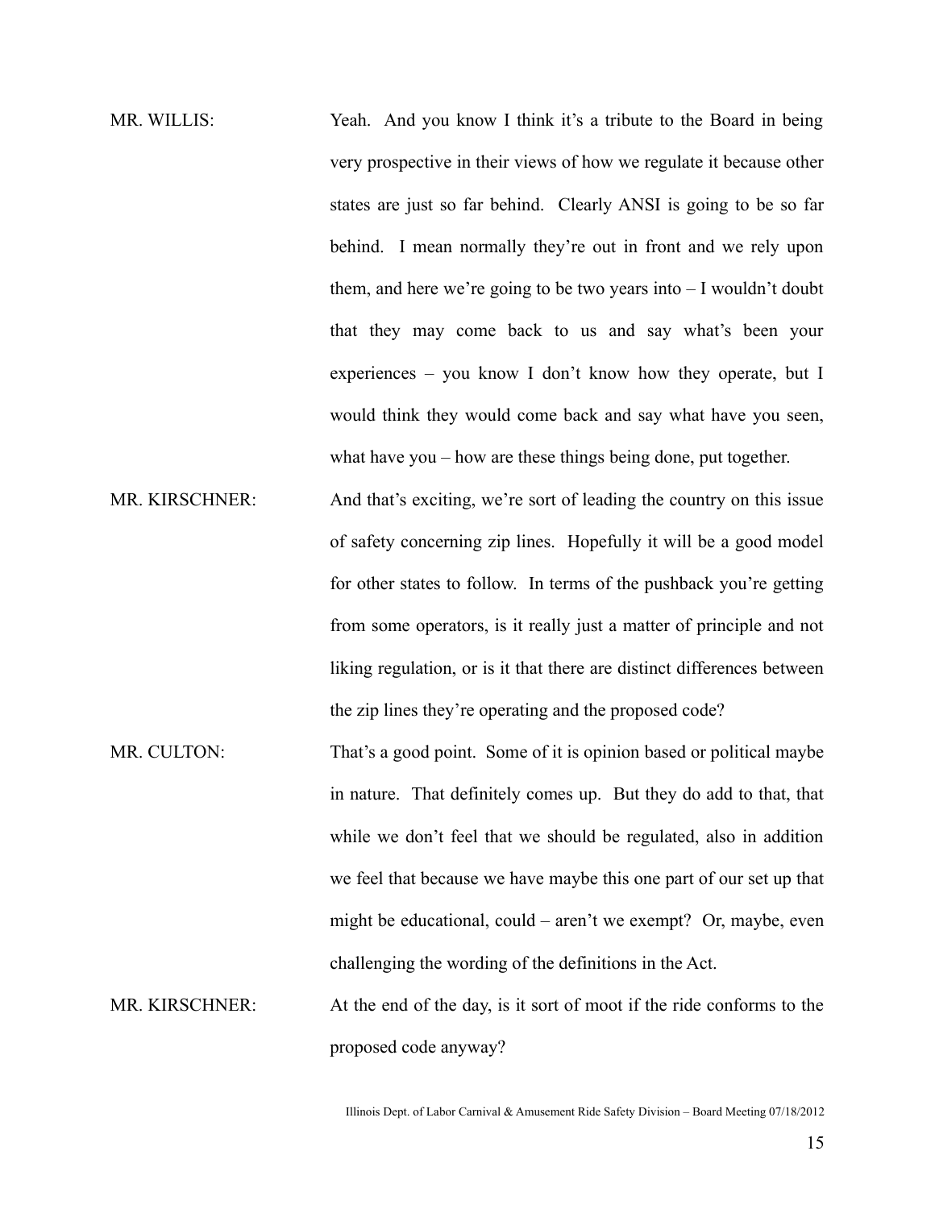MR. WILLIS: Yeah. And you know I think it's a tribute to the Board in being very prospective in their views of how we regulate it because other states are just so far behind. Clearly ANSI is going to be so far behind. I mean normally they're out in front and we rely upon them, and here we're going to be two years into – I wouldn't doubt that they may come back to us and say what's been your experiences – you know I don't know how they operate, but I would think they would come back and say what have you seen, what have you – how are these things being done, put together.

MR. KIRSCHNER: And that's exciting, we're sort of leading the country on this issue of safety concerning zip lines. Hopefully it will be a good model for other states to follow. In terms of the pushback you're getting from some operators, is it really just a matter of principle and not liking regulation, or is it that there are distinct differences between the zip lines they're operating and the proposed code?

MR. CULTON: That's a good point. Some of it is opinion based or political maybe in nature. That definitely comes up. But they do add to that, that while we don't feel that we should be regulated, also in addition we feel that because we have maybe this one part of our set up that might be educational, could – aren't we exempt? Or, maybe, even challenging the wording of the definitions in the Act.

MR. KIRSCHNER: At the end of the day, is it sort of moot if the ride conforms to the proposed code anyway?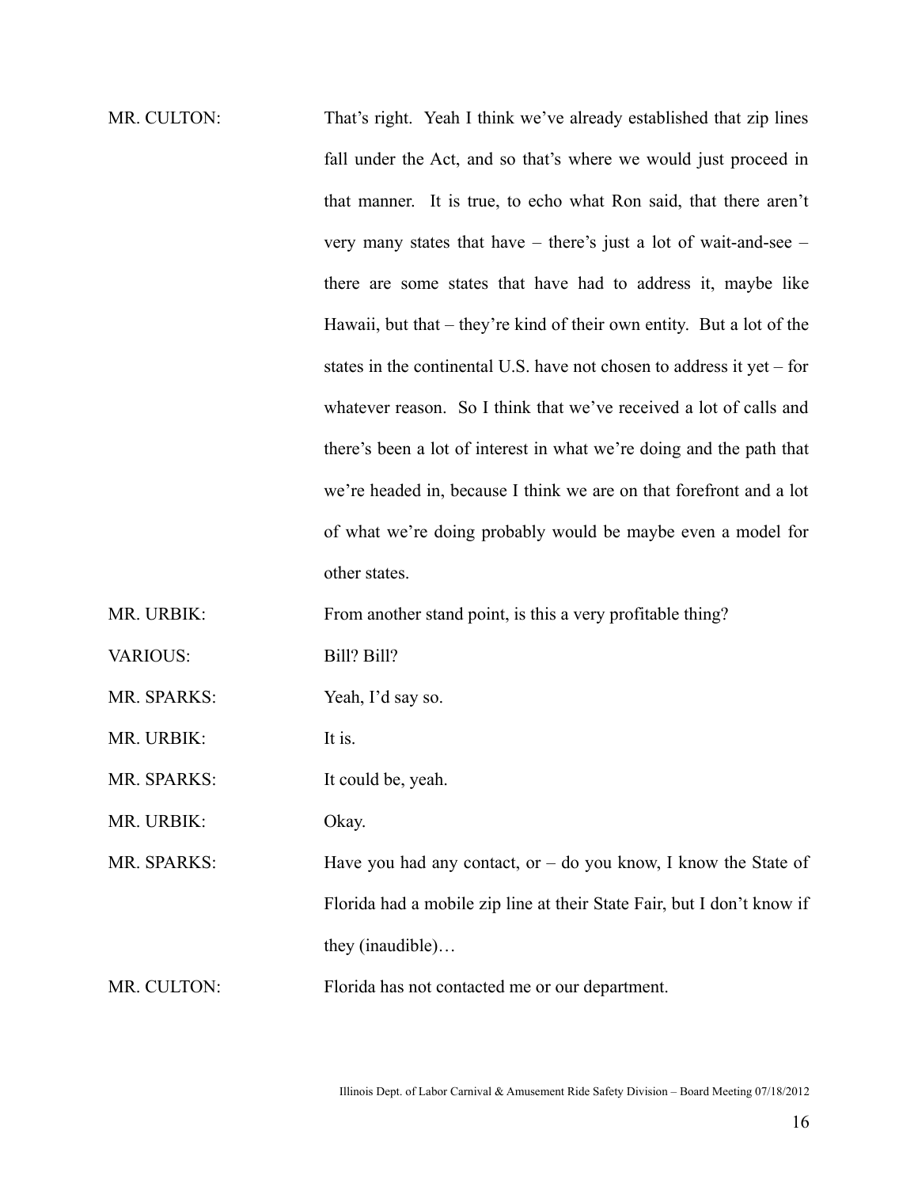MR. CULTON: That's right. Yeah I think we've already established that zip lines fall under the Act, and so that's where we would just proceed in that manner. It is true, to echo what Ron said, that there aren't very many states that have – there's just a lot of wait-and-see – there are some states that have had to address it, maybe like Hawaii, but that – they're kind of their own entity. But a lot of the states in the continental U.S. have not chosen to address it yet – for whatever reason. So I think that we've received a lot of calls and there's been a lot of interest in what we're doing and the path that we're headed in, because I think we are on that forefront and a lot of what we're doing probably would be maybe even a model for other states.

MR. URBIK: From another stand point, is this a very profitable thing?

VARIOUS: Bill? Bill?

MR. SPARKS: Yeah, I'd say so.

MR. URBIK: It is.

MR. SPARKS: It could be, yeah.

MR. URBIK: Okay.

MR. SPARKS: Have you had any contact, or – do you know, I know the State of Florida had a mobile zip line at their State Fair, but I don't know if they (inaudible)…

MR. CULTON: Florida has not contacted me or our department.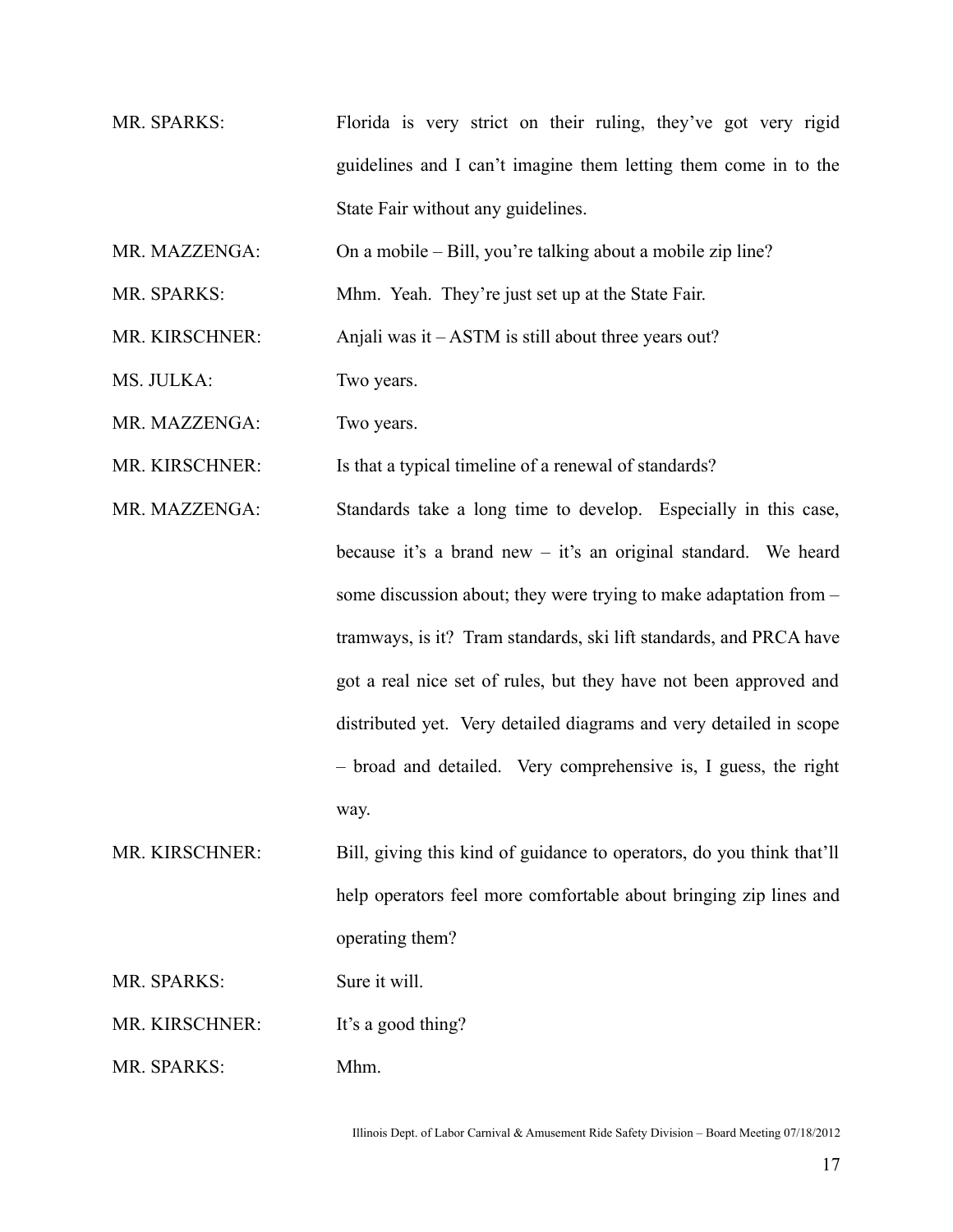MR. SPARKS: Florida is very strict on their ruling, they've got very rigid guidelines and I can't imagine them letting them come in to the State Fair without any guidelines.

MR. MAZZENGA: On a mobile – Bill, you're talking about a mobile zip line?

MR. SPARKS: Mhm. Yeah. They're just set up at the State Fair.

MR. KIRSCHNER: Anjali was it – ASTM is still about three years out?

MS. JULKA: Two years.

MR. MAZZENGA: Two years.

MR. KIRSCHNER: Is that a typical timeline of a renewal of standards?

MR. MAZZENGA: Standards take a long time to develop. Especially in this case, because it's a brand new – it's an original standard. We heard some discussion about; they were trying to make adaptation from – tramways, is it? Tram standards, ski lift standards, and PRCA have got a real nice set of rules, but they have not been approved and distributed yet. Very detailed diagrams and very detailed in scope – broad and detailed. Very comprehensive is, I guess, the right way.

MR. KIRSCHNER: Bill, giving this kind of guidance to operators, do you think that'll help operators feel more comfortable about bringing zip lines and operating them?

MR. SPARKS: Sure it will.

MR. KIRSCHNER: It's a good thing?

MR. SPARKS: Mhm.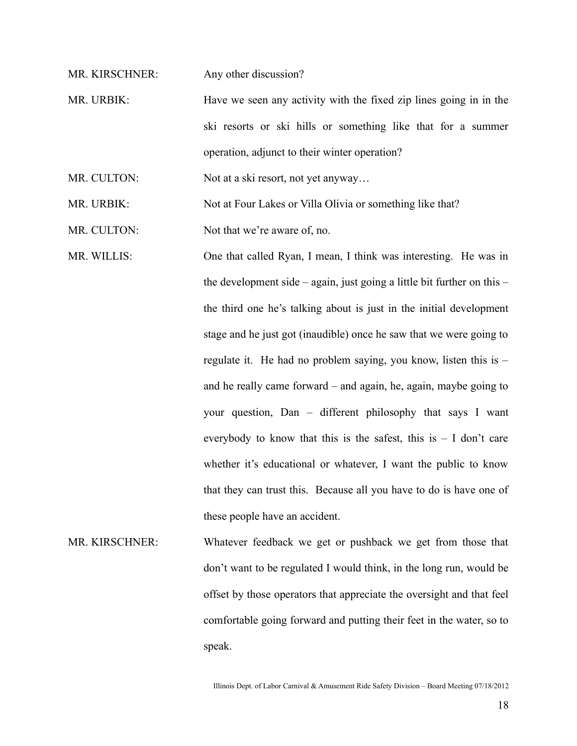MR. KIRSCHNER: Any other discussion?

MR. URBIK: Have we seen any activity with the fixed zip lines going in in the ski resorts or ski hills or something like that for a summer operation, adjunct to their winter operation?

MR. CULTON: Not at a ski resort, not yet anyway…

MR. URBIK: Not at Four Lakes or Villa Olivia or something like that?

MR. CULTON: Not that we're aware of, no.

MR. WILLIS: One that called Ryan, I mean, I think was interesting. He was in the development side – again, just going a little bit further on this – the third one he's talking about is just in the initial development stage and he just got (inaudible) once he saw that we were going to regulate it. He had no problem saying, you know, listen this is – and he really came forward – and again, he, again, maybe going to your question, Dan – different philosophy that says I want everybody to know that this is the safest, this is – I don't care whether it's educational or whatever, I want the public to know that they can trust this. Because all you have to do is have one of these people have an accident.

MR. KIRSCHNER: Whatever feedback we get or pushback we get from those that don't want to be regulated I would think, in the long run, would be offset by those operators that appreciate the oversight and that feel comfortable going forward and putting their feet in the water, so to speak.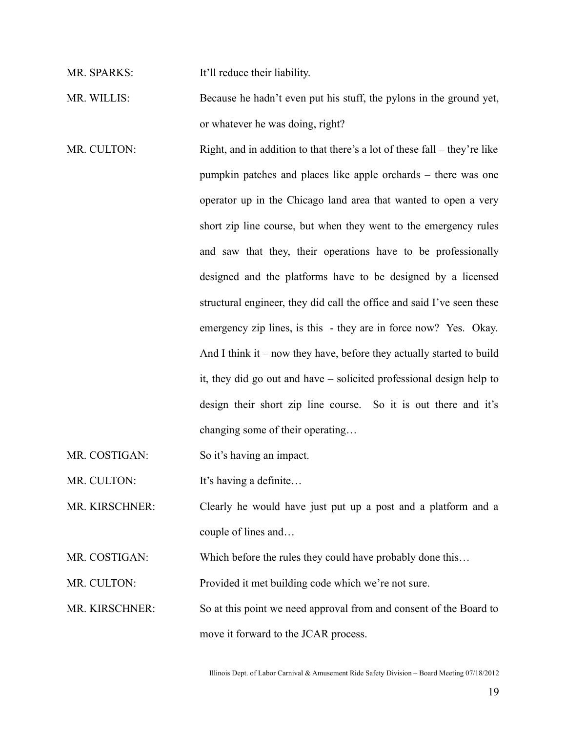MR. SPARKS: It'll reduce their liability.

MR. WILLIS: Because he hadn't even put his stuff, the pylons in the ground yet, or whatever he was doing, right?

MR. CULTON: Right, and in addition to that there's a lot of these fall – they're like pumpkin patches and places like apple orchards – there was one operator up in the Chicago land area that wanted to open a very short zip line course, but when they went to the emergency rules and saw that they, their operations have to be professionally designed and the platforms have to be designed by a licensed structural engineer, they did call the office and said I've seen these emergency zip lines, is this - they are in force now? Yes. Okay. And I think it – now they have, before they actually started to build it, they did go out and have – solicited professional design help to design their short zip line course. So it is out there and it's changing some of their operating…

MR. COSTIGAN: So it's having an impact.

MR. CULTON: It's having a definite…

MR. KIRSCHNER: Clearly he would have just put up a post and a platform and a couple of lines and…

MR. COSTIGAN: Which before the rules they could have probably done this…

MR. CULTON: Provided it met building code which we're not sure.

MR. KIRSCHNER: So at this point we need approval from and consent of the Board to move it forward to the JCAR process.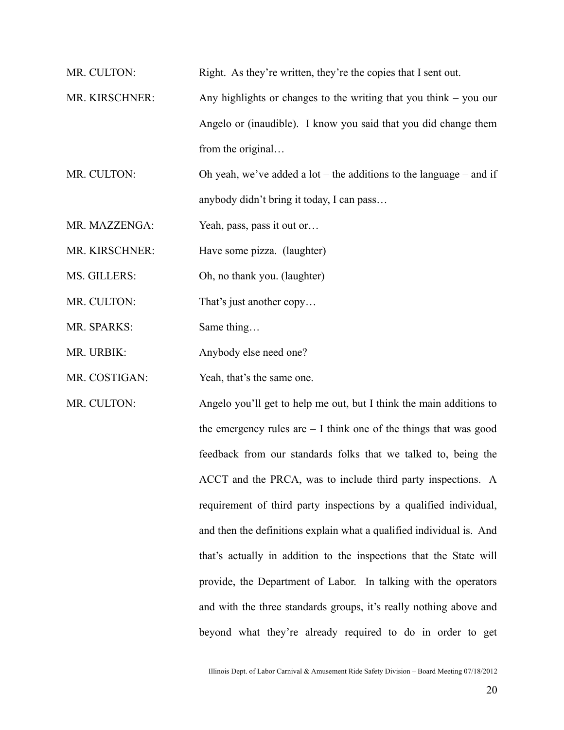MR. CULTON: Right. As they're written, they're the copies that I sent out.

MR. KIRSCHNER: Any highlights or changes to the writing that you think – you our Angelo or (inaudible). I know you said that you did change them from the original…

MR. CULTON: Oh yeah, we've added a lot – the additions to the language – and if anybody didn't bring it today, I can pass…

MR. MAZZENGA: Yeah, pass, pass it out or…

MR. KIRSCHNER: Have some pizza. (laughter)

MS. GILLERS: Oh, no thank you. (laughter)

MR. CULTON: That's just another copy…

MR. SPARKS: Same thing…

MR. URBIK: Anybody else need one?

MR. COSTIGAN: Yeah, that's the same one.

MR. CULTON: Angelo you'll get to help me out, but I think the main additions to the emergency rules are – I think one of the things that was good feedback from our standards folks that we talked to, being the ACCT and the PRCA, was to include third party inspections. A requirement of third party inspections by a qualified individual, and then the definitions explain what a qualified individual is. And that's actually in addition to the inspections that the State will provide, the Department of Labor. In talking with the operators and with the three standards groups, it's really nothing above and beyond what they're already required to do in order to get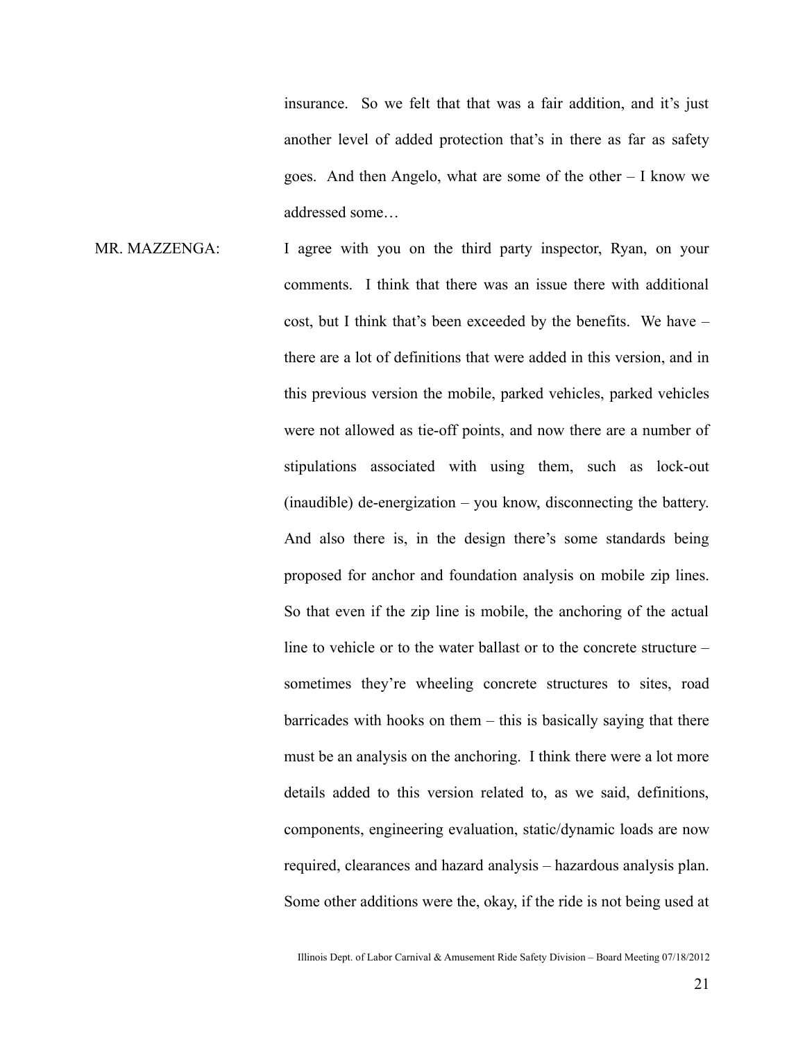insurance. So we felt that that was a fair addition, and it's just another level of added protection that's in there as far as safety goes. And then Angelo, what are some of the other – I know we addressed some…

MR. MAZZENGA: I agree with you on the third party inspector, Ryan, on your comments. I think that there was an issue there with additional cost, but I think that's been exceeded by the benefits. We have – there are a lot of definitions that were added in this version, and in this previous version the mobile, parked vehicles, parked vehicles were not allowed as tie-off points, and now there are a number of stipulations associated with using them, such as lock-out (inaudible) de-energization – you know, disconnecting the battery. And also there is, in the design there's some standards being proposed for anchor and foundation analysis on mobile zip lines. So that even if the zip line is mobile, the anchoring of the actual line to vehicle or to the water ballast or to the concrete structure – sometimes they're wheeling concrete structures to sites, road barricades with hooks on them – this is basically saying that there must be an analysis on the anchoring. I think there were a lot more details added to this version related to, as we said, definitions, components, engineering evaluation, static/dynamic loads are now required, clearances and hazard analysis – hazardous analysis plan. Some other additions were the, okay, if the ride is not being used at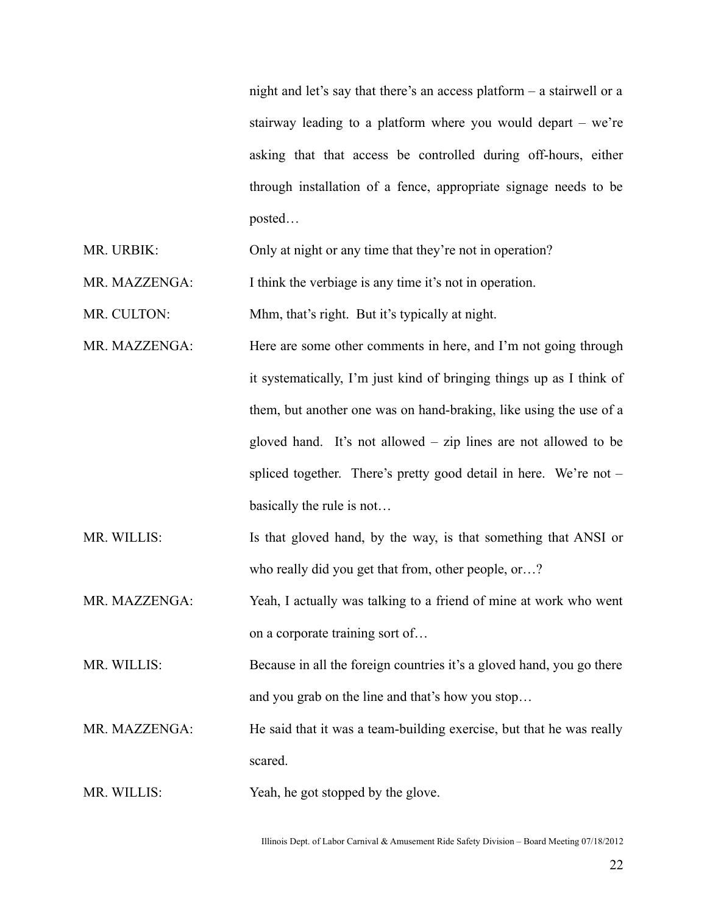night and let's say that there's an access platform – a stairwell or a stairway leading to a platform where you would depart – we're asking that that access be controlled during off-hours, either through installation of a fence, appropriate signage needs to be posted…

MR. URBIK: Only at night or any time that they're not in operation?

MR. MAZZENGA: I think the verbiage is any time it's not in operation.

MR. CULTON: Mhm, that's right. But it's typically at night.

MR. MAZZENGA: Here are some other comments in here, and I'm not going through it systematically, I'm just kind of bringing things up as I think of them, but another one was on hand-braking, like using the use of a gloved hand. It's not allowed – zip lines are not allowed to be spliced together. There's pretty good detail in here. We're not – basically the rule is not…

MR. WILLIS: Is that gloved hand, by the way, is that something that ANSI or who really did you get that from, other people, or…?

MR. MAZZENGA: Yeah, I actually was talking to a friend of mine at work who went on a corporate training sort of…

MR. WILLIS: Because in all the foreign countries it's a gloved hand, you go there and you grab on the line and that's how you stop…

MR. MAZZENGA: He said that it was a team-building exercise, but that he was really scared.

MR. WILLIS: Yeah, he got stopped by the glove.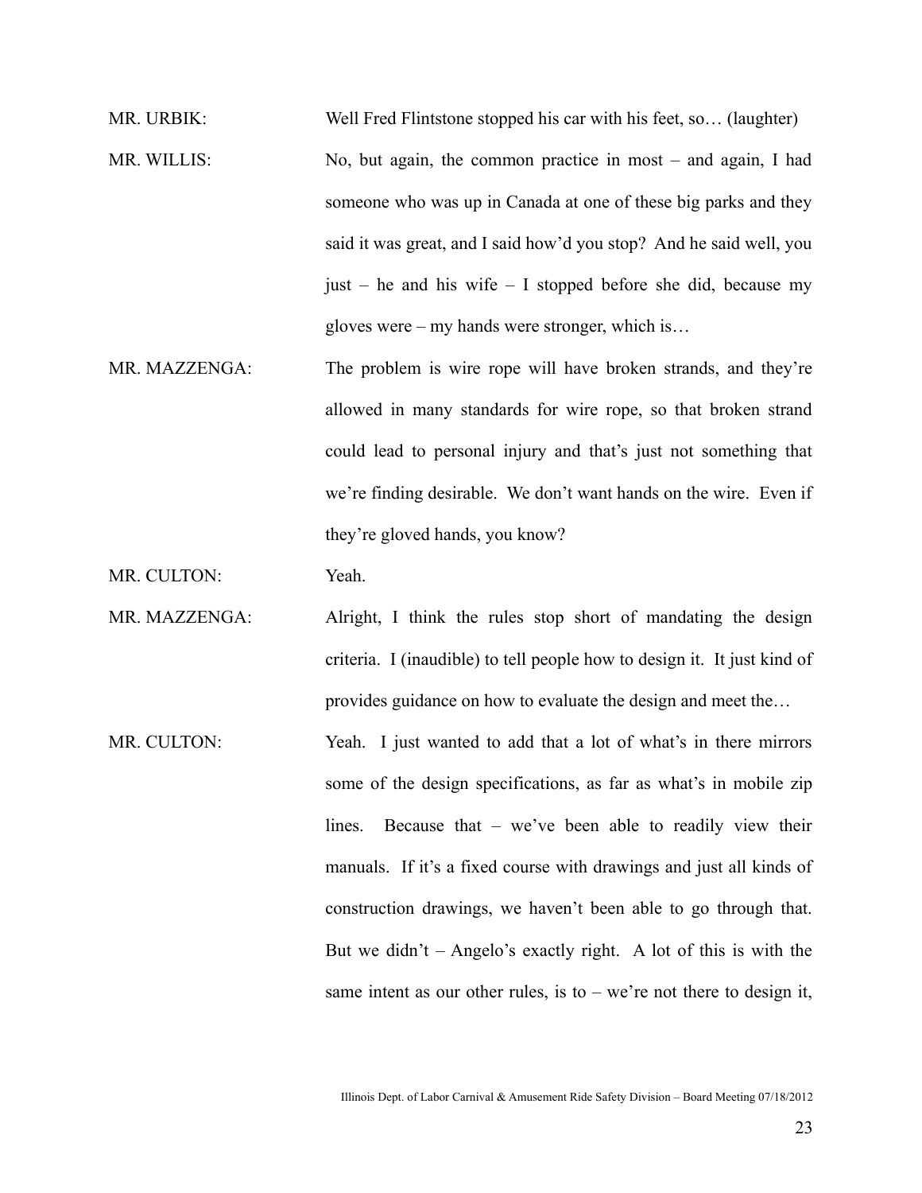MR. URBIK: Well Fred Flintstone stopped his car with his feet, so… (laughter)

MR. WILLIS: No, but again, the common practice in most – and again, I had someone who was up in Canada at one of these big parks and they said it was great, and I said how'd you stop? And he said well, you just – he and his wife – I stopped before she did, because my gloves were – my hands were stronger, which is…

MR. MAZZENGA: The problem is wire rope will have broken strands, and they're allowed in many standards for wire rope, so that broken strand could lead to personal injury and that's just not something that we're finding desirable. We don't want hands on the wire. Even if they're gloved hands, you know?

MR. CULTON: Yeah.

MR. MAZZENGA: Alright, I think the rules stop short of mandating the design criteria. I (inaudible) to tell people how to design it. It just kind of provides guidance on how to evaluate the design and meet the…

MR. CULTON: Yeah. I just wanted to add that a lot of what's in there mirrors some of the design specifications, as far as what's in mobile zip lines. Because that – we've been able to readily view their manuals. If it's a fixed course with drawings and just all kinds of construction drawings, we haven't been able to go through that. But we didn't – Angelo's exactly right. A lot of this is with the same intent as our other rules, is to – we're not there to design it,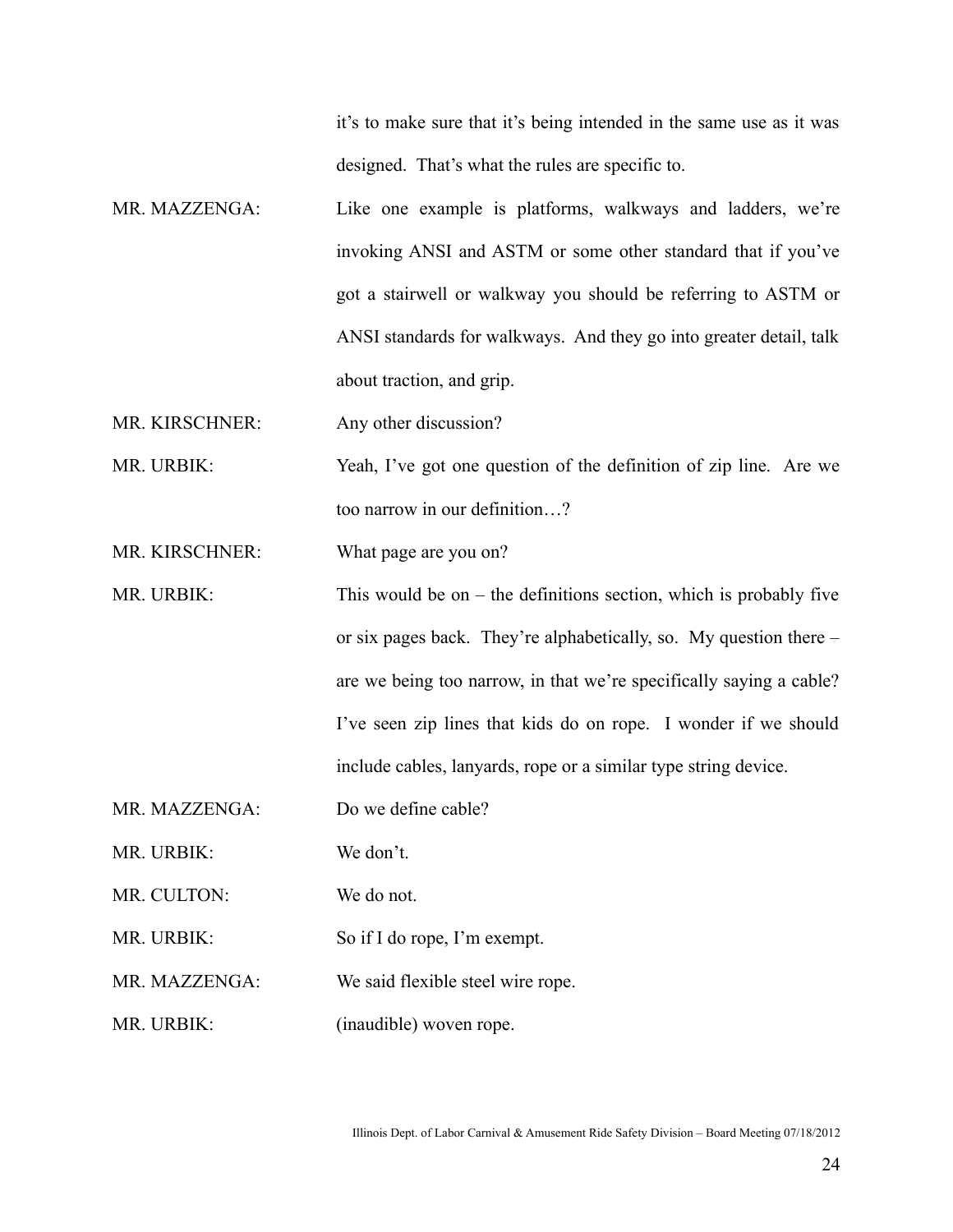it's to make sure that it's being intended in the same use as it was designed. That's what the rules are specific to.

MR. MAZZENGA: Like one example is platforms, walkways and ladders, we're invoking ANSI and ASTM or some other standard that if you've got a stairwell or walkway you should be referring to ASTM or ANSI standards for walkways. And they go into greater detail, talk about traction, and grip.

MR. KIRSCHNER: Any other discussion?

MR. URBIK: Yeah, I've got one question of the definition of zip line. Are we too narrow in our definition…?

MR. KIRSCHNER: What page are you on?

MR. URBIK: This would be on – the definitions section, which is probably five or six pages back. They're alphabetically, so. My question there – are we being too narrow, in that we're specifically saying a cable? I've seen zip lines that kids do on rope. I wonder if we should include cables, lanyards, rope or a similar type string device.

MR. MAZZENGA: Do we define cable?

MR. URBIK: We don't.

MR. CULTON: We do not.

MR. URBIK: So if I do rope, I'm exempt.

MR. MAZZENGA: We said flexible steel wire rope.

MR. URBIK: (inaudible) woven rope.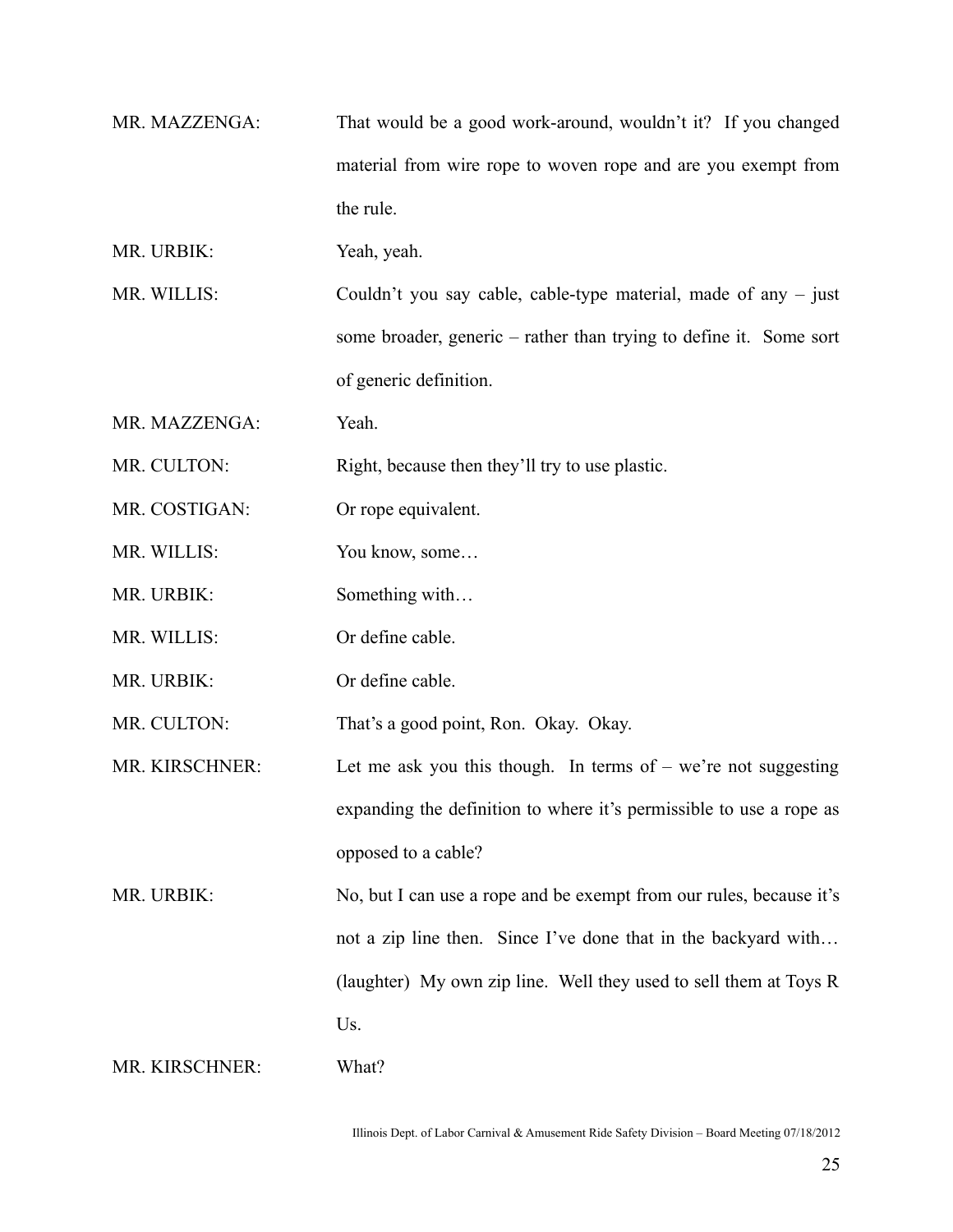MR. MAZZENGA: That would be a good work-around, wouldn't it? If you changed material from wire rope to woven rope and are you exempt from the rule.

MR. URBIK: Yeah, yeah.

MR. WILLIS: Couldn't you say cable, cable-type material, made of any – just some broader, generic – rather than trying to define it. Some sort of generic definition.

MR. MAZZENGA: Yeah.

MR. CULTON: Right, because then they'll try to use plastic.

MR. COSTIGAN: Or rope equivalent.

MR. WILLIS: You know, some…

MR. URBIK: Something with…

MR. WILLIS: Or define cable.

MR. URBIK: Or define cable.

MR. CULTON: That's a good point, Ron. Okay. Okay.

MR. KIRSCHNER: Let me ask you this though. In terms of – we're not suggesting expanding the definition to where it's permissible to use a rope as opposed to a cable?

MR. URBIK: No, but I can use a rope and be exempt from our rules, because it's not a zip line then. Since I've done that in the backyard with… (laughter) My own zip line. Well they used to sell them at Toys R Us.

MR. KIRSCHNER: What?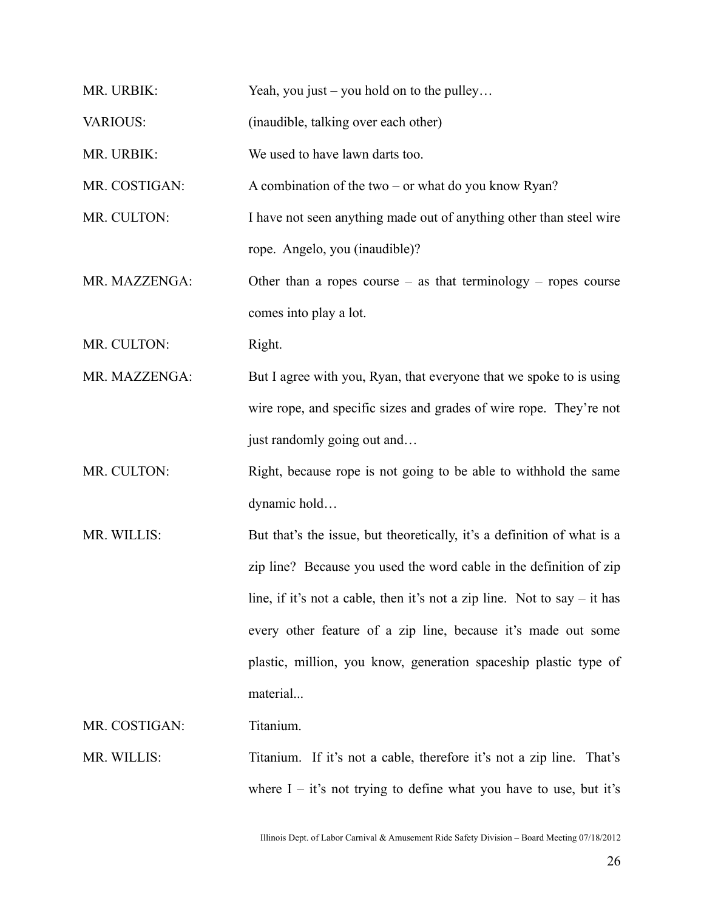MR. URBIK: Yeah, you just – you hold on to the pulley…

VARIOUS: (inaudible, talking over each other)

MR. URBIK: We used to have lawn darts too.

MR. COSTIGAN: A combination of the two – or what do you know Ryan?

MR. CULTON: I have not seen anything made out of anything other than steel wire rope. Angelo, you (inaudible)?

MR. MAZZENGA: Other than a ropes course – as that terminology – ropes course comes into play a lot.

MR. CULTON: Right.

MR. MAZZENGA: But I agree with you, Ryan, that everyone that we spoke to is using wire rope, and specific sizes and grades of wire rope. They're not just randomly going out and…

MR. CULTON: Right, because rope is not going to be able to withhold the same dynamic hold…

MR. WILLIS: But that's the issue, but theoretically, it's a definition of what is a zip line? Because you used the word cable in the definition of zip line, if it's not a cable, then it's not a zip line. Not to say – it has every other feature of a zip line, because it's made out some plastic, million, you know, generation spaceship plastic type of material...

MR. COSTIGAN: Titanium.

MR. WILLIS: Titanium. If it's not a cable, therefore it's not a zip line. That's where I – it's not trying to define what you have to use, but it's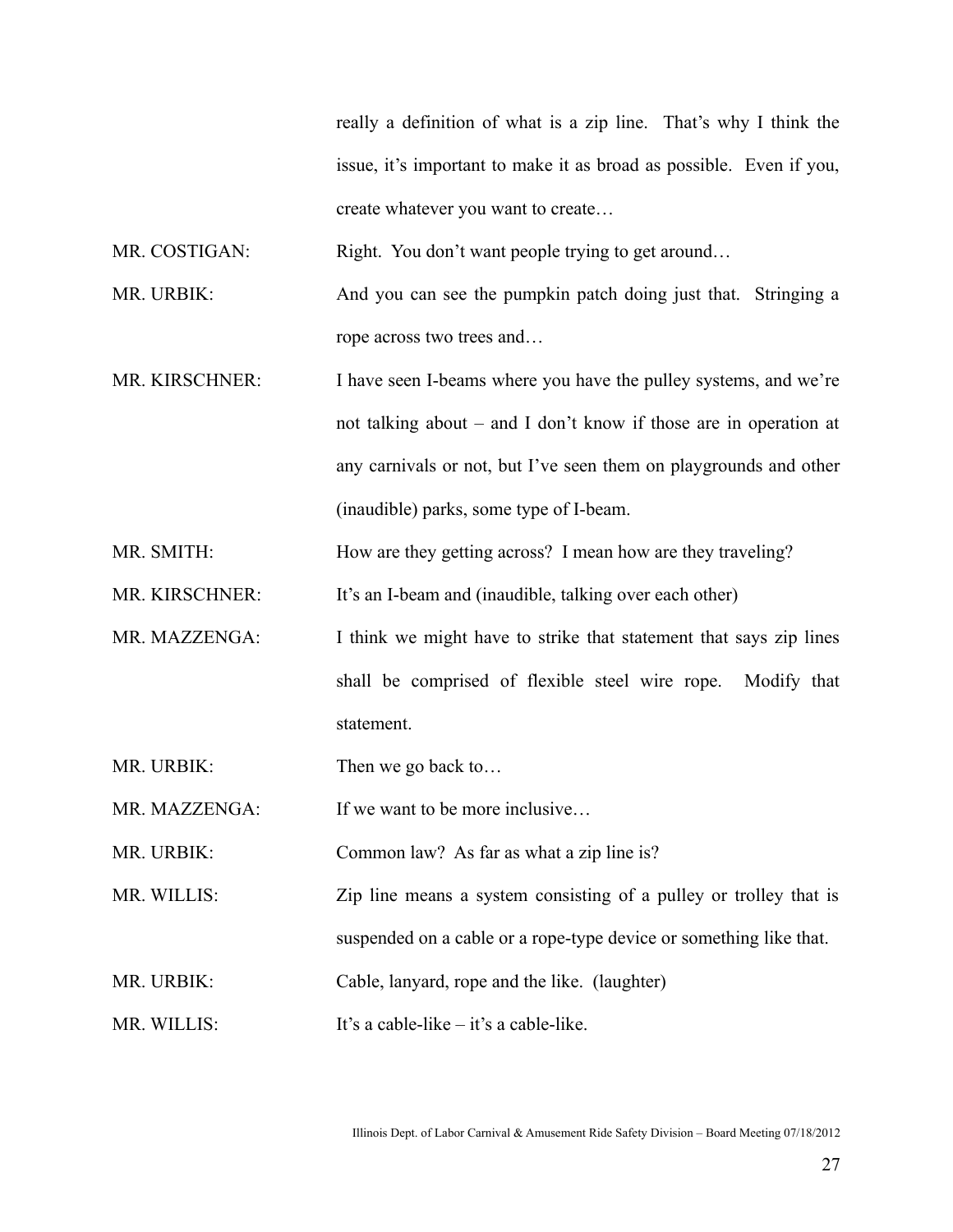really a definition of what is a zip line. That's why I think the issue, it's important to make it as broad as possible. Even if you, create whatever you want to create…

MR. COSTIGAN: Right. You don't want people trying to get around…

MR. URBIK: And you can see the pumpkin patch doing just that. Stringing a rope across two trees and…

MR. KIRSCHNER: I have seen I-beams where you have the pulley systems, and we're not talking about – and I don't know if those are in operation at any carnivals or not, but I've seen them on playgrounds and other (inaudible) parks, some type of I-beam.

MR. SMITH: How are they getting across? I mean how are they traveling?

MR. KIRSCHNER: It's an I-beam and (inaudible, talking over each other)

MR. MAZZENGA: I think we might have to strike that statement that says zip lines shall be comprised of flexible steel wire rope. Modify that statement.

MR. URBIK: Then we go back to…

MR. MAZZENGA: If we want to be more inclusive…

MR. URBIK: Common law? As far as what a zip line is?

MR. WILLIS: Zip line means a system consisting of a pulley or trolley that is suspended on a cable or a rope-type device or something like that.

MR. URBIK: Cable, lanyard, rope and the like. (laughter)

MR. WILLIS: It's a cable-like – it's a cable-like.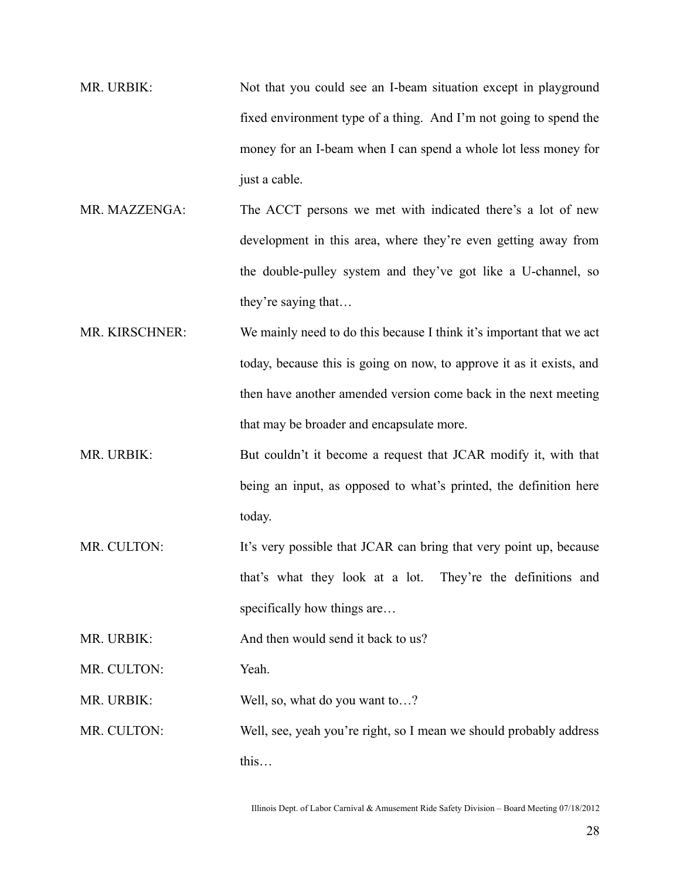MR. URBIK: Not that you could see an I-beam situation except in playground fixed environment type of a thing. And I'm not going to spend the money for an I-beam when I can spend a whole lot less money for just a cable.

MR. MAZZENGA: The ACCT persons we met with indicated there's a lot of new development in this area, where they're even getting away from the double-pulley system and they've got like a U-channel, so they're saying that…

MR. KIRSCHNER: We mainly need to do this because I think it's important that we act today, because this is going on now, to approve it as it exists, and then have another amended version come back in the next meeting that may be broader and encapsulate more.

MR. URBIK: But couldn't it become a request that JCAR modify it, with that being an input, as opposed to what's printed, the definition here today.

MR. CULTON: It's very possible that JCAR can bring that very point up, because that's what they look at a lot. They're the definitions and specifically how things are…

MR. URBIK: And then would send it back to us?

MR. CULTON: Yeah.

MR. URBIK: Well, so, what do you want to…?

MR. CULTON: Well, see, yeah you're right, so I mean we should probably address this…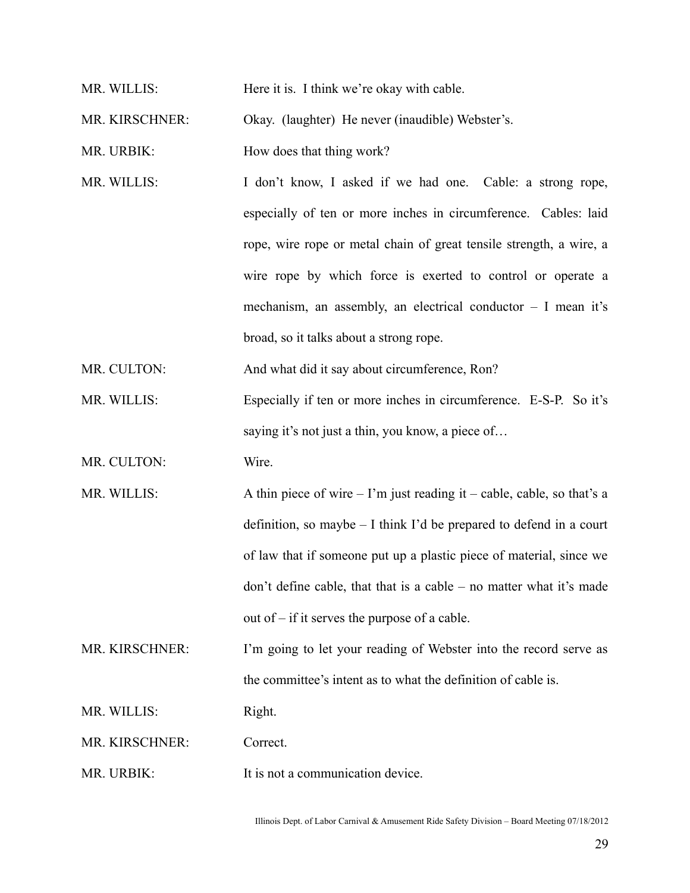MR. WILLIS: Here it is. I think we're okay with cable.

MR. KIRSCHNER: Okay. (laughter) He never (inaudible) Webster's.

MR. URBIK: How does that thing work?

MR. WILLIS: I don't know, I asked if we had one. Cable: a strong rope, especially of ten or more inches in circumference. Cables: laid rope, wire rope or metal chain of great tensile strength, a wire, a wire rope by which force is exerted to control or operate a mechanism, an assembly, an electrical conductor – I mean it's broad, so it talks about a strong rope.

MR. CULTON: And what did it say about circumference, Ron?

MR. WILLIS: Especially if ten or more inches in circumference. E-S-P. So it's saying it's not just a thin, you know, a piece of…

MR. CULTON: Wire.

MR. WILLIS: A thin piece of wire – I'm just reading it – cable, cable, so that's a definition, so maybe – I think I'd be prepared to defend in a court of law that if someone put up a plastic piece of material, since we don't define cable, that that is a cable – no matter what it's made out of – if it serves the purpose of a cable.

MR. KIRSCHNER: I'm going to let your reading of Webster into the record serve as the committee's intent as to what the definition of cable is.

MR. WILLIS: Right.

MR. KIRSCHNER: Correct.

MR. URBIK: It is not a communication device.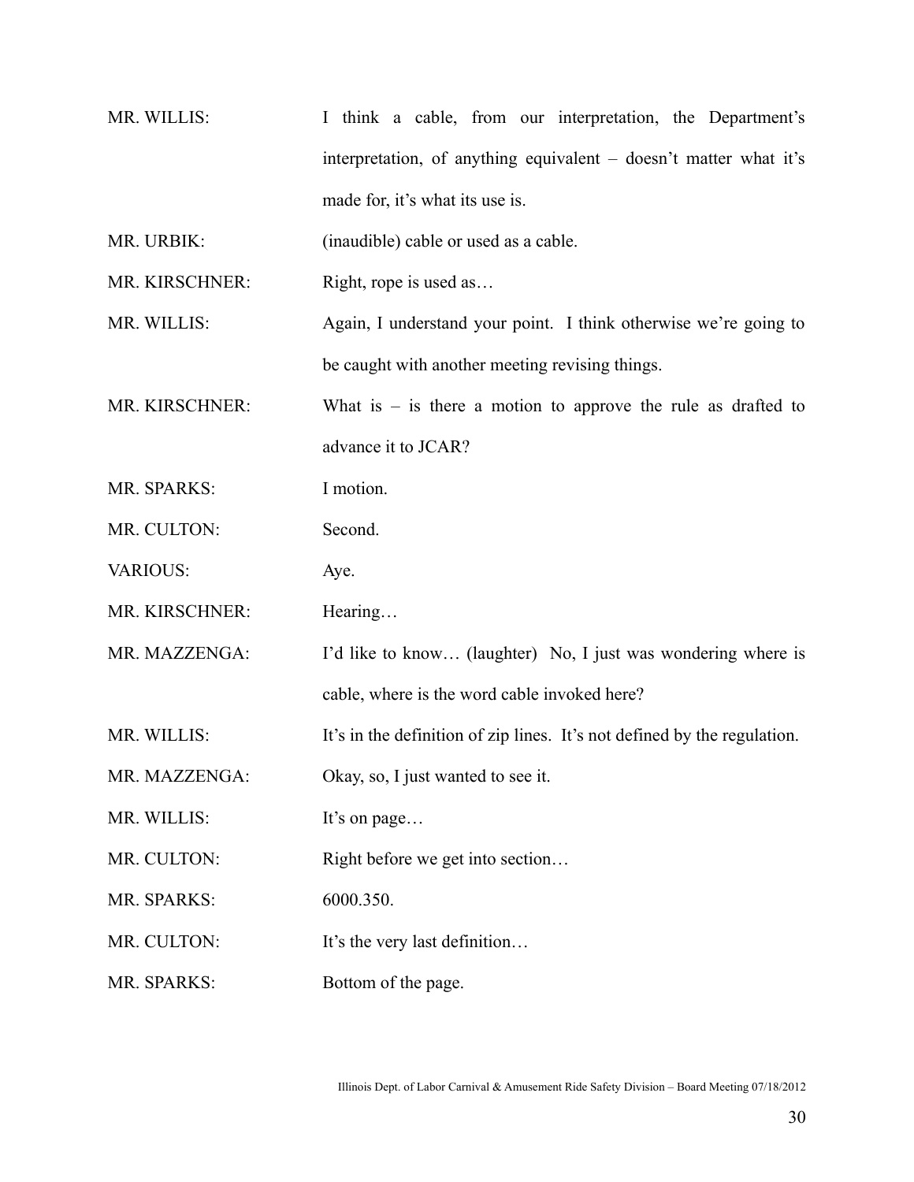MR. WILLIS: I think a cable, from our interpretation, the Department's interpretation, of anything equivalent – doesn't matter what it's made for, it's what its use is.

MR. URBIK: (inaudible) cable or used as a cable.

MR. KIRSCHNER: Right, rope is used as…

MR. WILLIS: Again, I understand your point. I think otherwise we're going to be caught with another meeting revising things.

MR. KIRSCHNER: What is – is there a motion to approve the rule as drafted to advance it to JCAR?

MR. SPARKS: I motion.

MR. CULTON: Second.

VARIOUS: Aye.

MR. KIRSCHNER: Hearing…

MR. MAZZENGA: I'd like to know… (laughter) No, I just was wondering where is cable, where is the word cable invoked here?

MR. WILLIS: It's in the definition of zip lines. It's not defined by the regulation.

MR. MAZZENGA: Okay, so, I just wanted to see it.

MR. WILLIS: It's on page…

MR. CULTON: Right before we get into section…

MR. SPARKS: 6000.350.

MR. CULTON: It's the very last definition…

MR. SPARKS: Bottom of the page.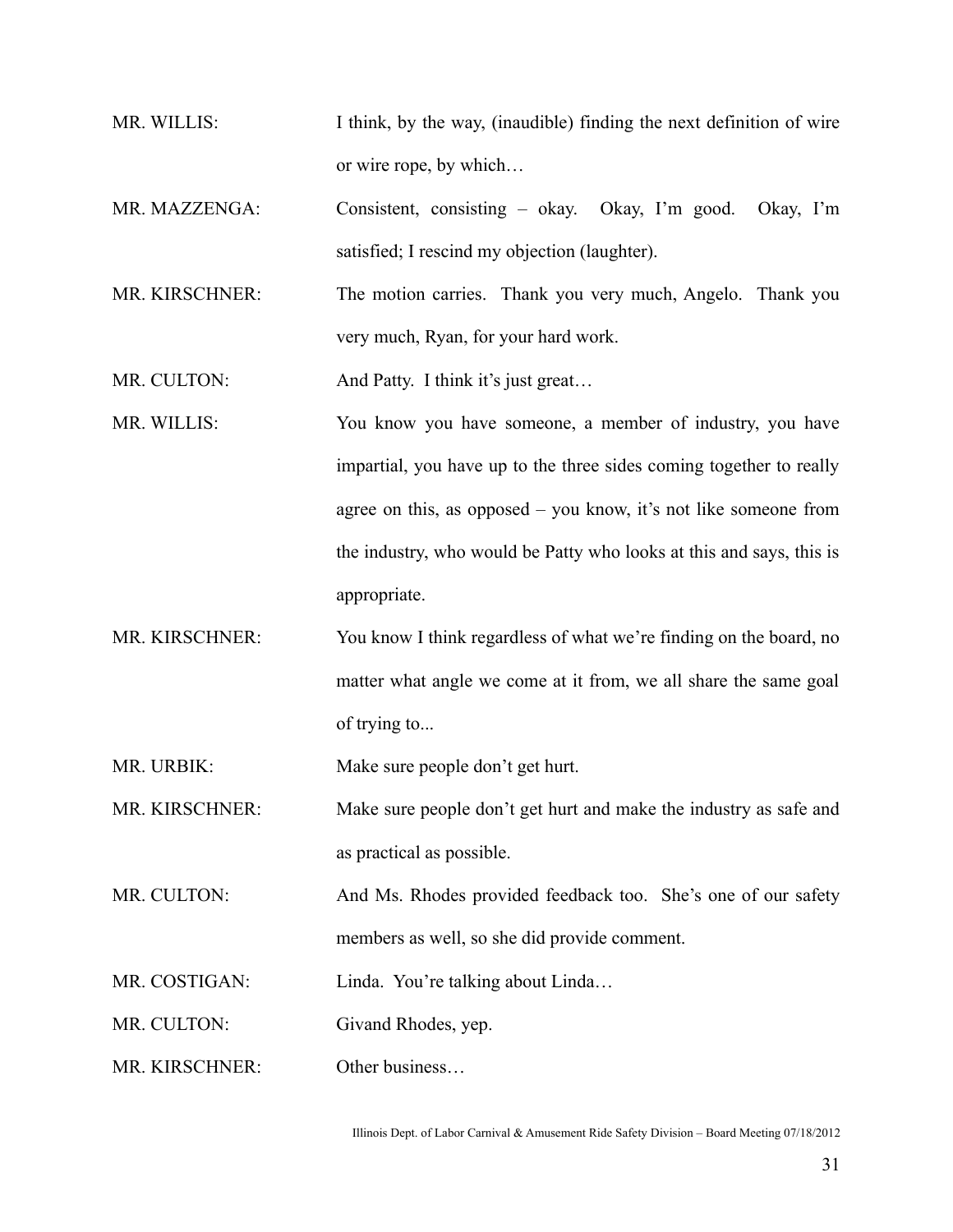MR. WILLIS: I think, by the way, (inaudible) finding the next definition of wire or wire rope, by which…

MR. MAZZENGA: Consistent, consisting – okay. Okay, I'm good. Okay, I'm satisfied; I rescind my objection (laughter).

MR. KIRSCHNER: The motion carries. Thank you very much, Angelo. Thank you very much, Ryan, for your hard work.

MR. CULTON: And Patty. I think it's just great…

MR. WILLIS: You know you have someone, a member of industry, you have impartial, you have up to the three sides coming together to really agree on this, as opposed – you know, it's not like someone from the industry, who would be Patty who looks at this and says, this is appropriate.

MR. KIRSCHNER: You know I think regardless of what we're finding on the board, no matter what angle we come at it from, we all share the same goal of trying to...

MR. URBIK: Make sure people don't get hurt.

MR. KIRSCHNER: Make sure people don't get hurt and make the industry as safe and as practical as possible.

MR. CULTON: And Ms. Rhodes provided feedback too. She's one of our safety members as well, so she did provide comment.

MR. COSTIGAN: Linda. You're talking about Linda…

MR. CULTON: Givand Rhodes, yep.

MR. KIRSCHNER: Other business…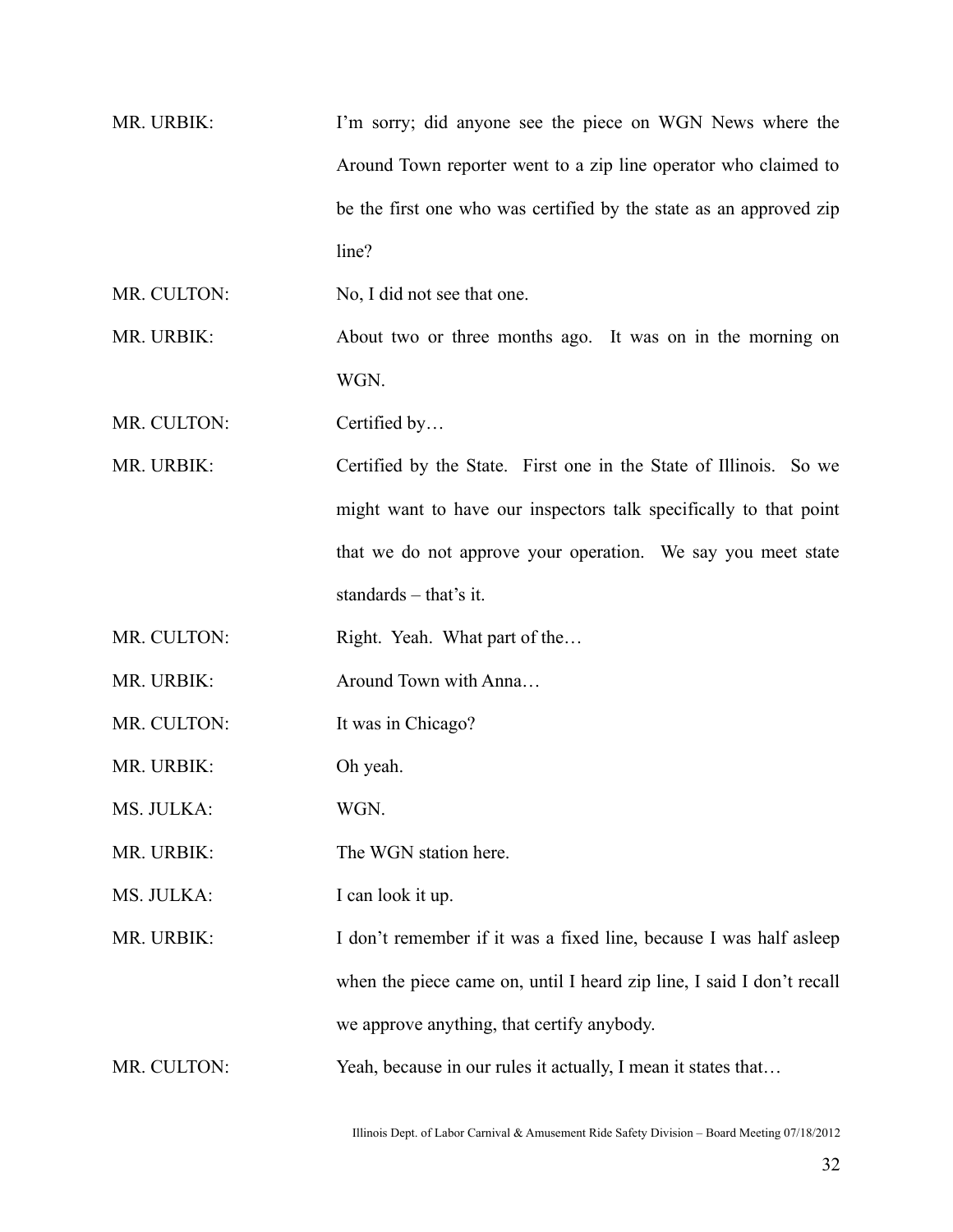MR. URBIK: I'm sorry; did anyone see the piece on WGN News where the Around Town reporter went to a zip line operator who claimed to be the first one who was certified by the state as an approved zip line?

MR. CULTON: No, I did not see that one.

MR. URBIK: About two or three months ago. It was on in the morning on WGN.

MR. CULTON: Certified by…

MR. URBIK: Certified by the State. First one in the State of Illinois. So we might want to have our inspectors talk specifically to that point that we do not approve your operation. We say you meet state standards – that's it.

MR. CULTON: Right. Yeah. What part of the…

MR. URBIK: Around Town with Anna…

MR. CULTON: It was in Chicago?

MR. URBIK: Oh yeah.

MS. JULKA: WGN.

MR. URBIK: The WGN station here.

MS. JULKA: I can look it up.

MR. URBIK: I don't remember if it was a fixed line, because I was half asleep when the piece came on, until I heard zip line, I said I don't recall we approve anything, that certify anybody.

MR. CULTON: Yeah, because in our rules it actually, I mean it states that…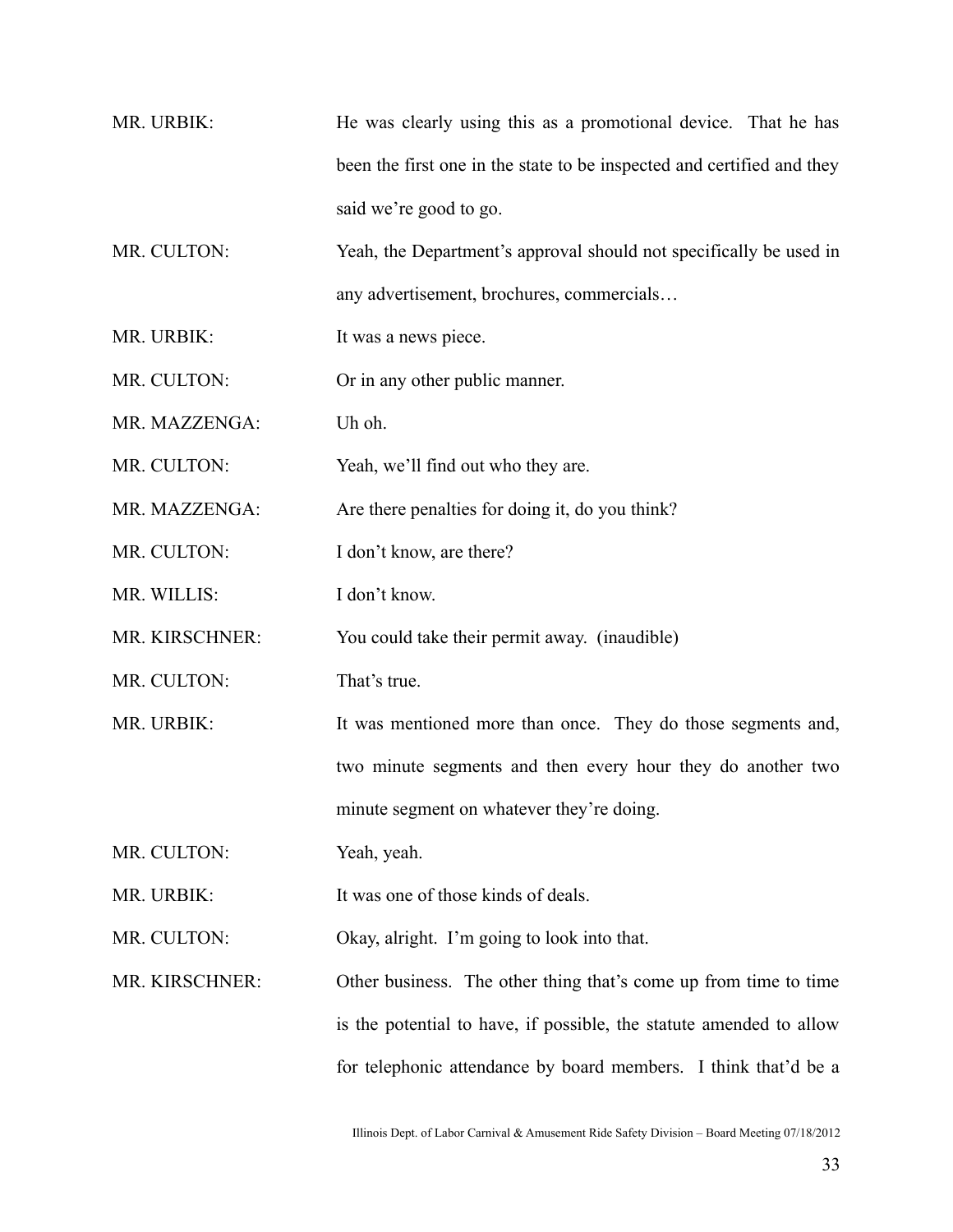MR. URBIK: He was clearly using this as a promotional device. That he has been the first one in the state to be inspected and certified and they said we're good to go.

MR. CULTON: Yeah, the Department's approval should not specifically be used in any advertisement, brochures, commercials…

MR. URBIK: It was a news piece.

MR. CULTON: Or in any other public manner.

MR. MAZZENGA: Uh oh.

MR. CULTON: Yeah, we'll find out who they are.

MR. MAZZENGA: Are there penalties for doing it, do you think?

MR. CULTON: I don't know, are there?

MR. WILLIS: I don't know.

MR. KIRSCHNER: You could take their permit away. (inaudible)

MR. CULTON: That's true.

MR. URBIK: It was mentioned more than once. They do those segments and, two minute segments and then every hour they do another two minute segment on whatever they're doing.

MR. CULTON: Yeah, yeah.

MR. URBIK: It was one of those kinds of deals.

MR. CULTON: Okay, alright. I'm going to look into that.

MR. KIRSCHNER: Other business. The other thing that's come up from time to time is the potential to have, if possible, the statute amended to allow for telephonic attendance by board members. I think that'd be a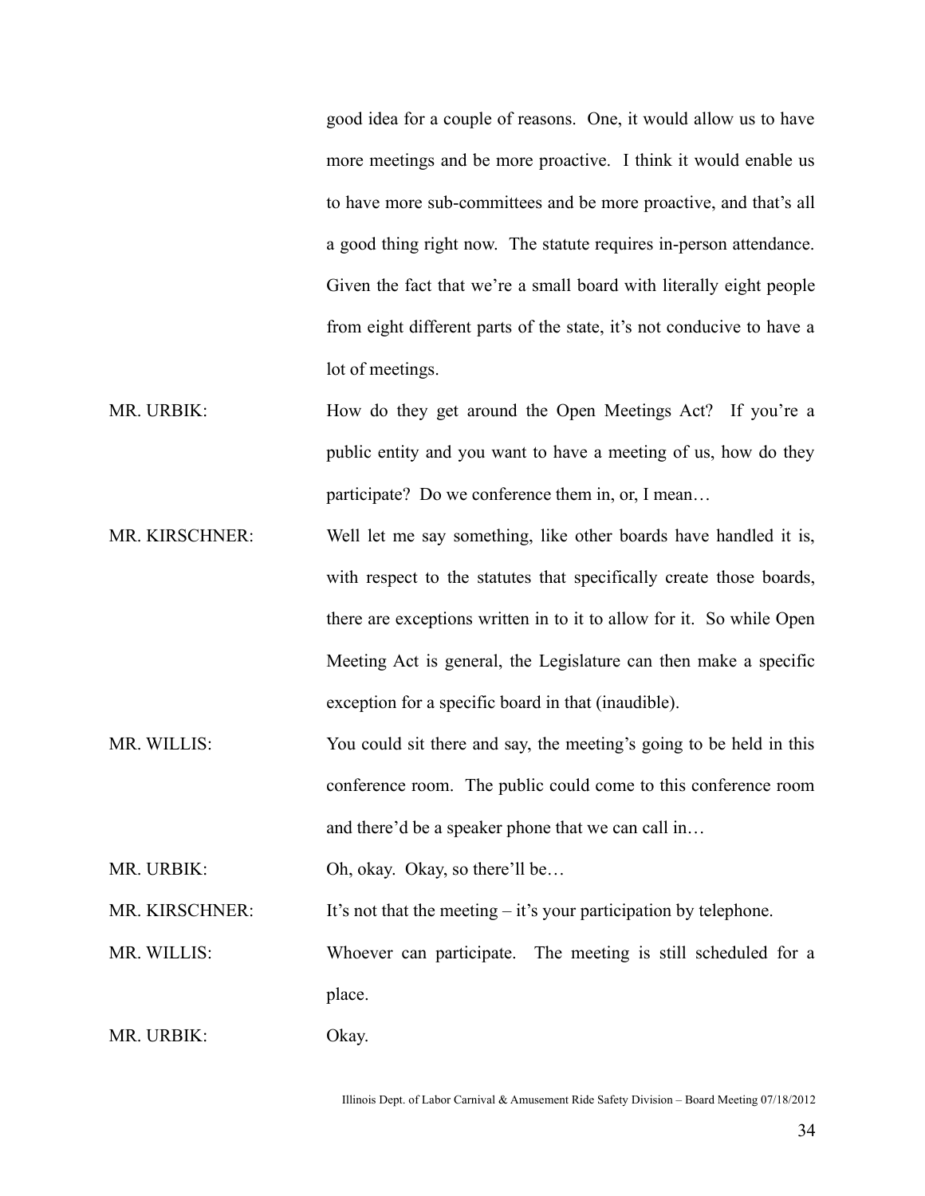good idea for a couple of reasons. One, it would allow us to have more meetings and be more proactive. I think it would enable us to have more sub-committees and be more proactive, and that's all a good thing right now. The statute requires in-person attendance. Given the fact that we're a small board with literally eight people from eight different parts of the state, it's not conducive to have a lot of meetings.

MR. URBIK: How do they get around the Open Meetings Act? If you're a public entity and you want to have a meeting of us, how do they participate? Do we conference them in, or, I mean…

MR. KIRSCHNER: Well let me say something, like other boards have handled it is, with respect to the statutes that specifically create those boards, there are exceptions written in to it to allow for it. So while Open Meeting Act is general, the Legislature can then make a specific exception for a specific board in that (inaudible).

MR. WILLIS: You could sit there and say, the meeting's going to be held in this conference room. The public could come to this conference room and there'd be a speaker phone that we can call in…

MR. URBIK: Oh, okay. Okay, so there'll be…

MR. KIRSCHNER: It's not that the meeting – it's your participation by telephone.

MR. WILLIS: Whoever can participate. The meeting is still scheduled for a place.

MR. URBIK: Okay.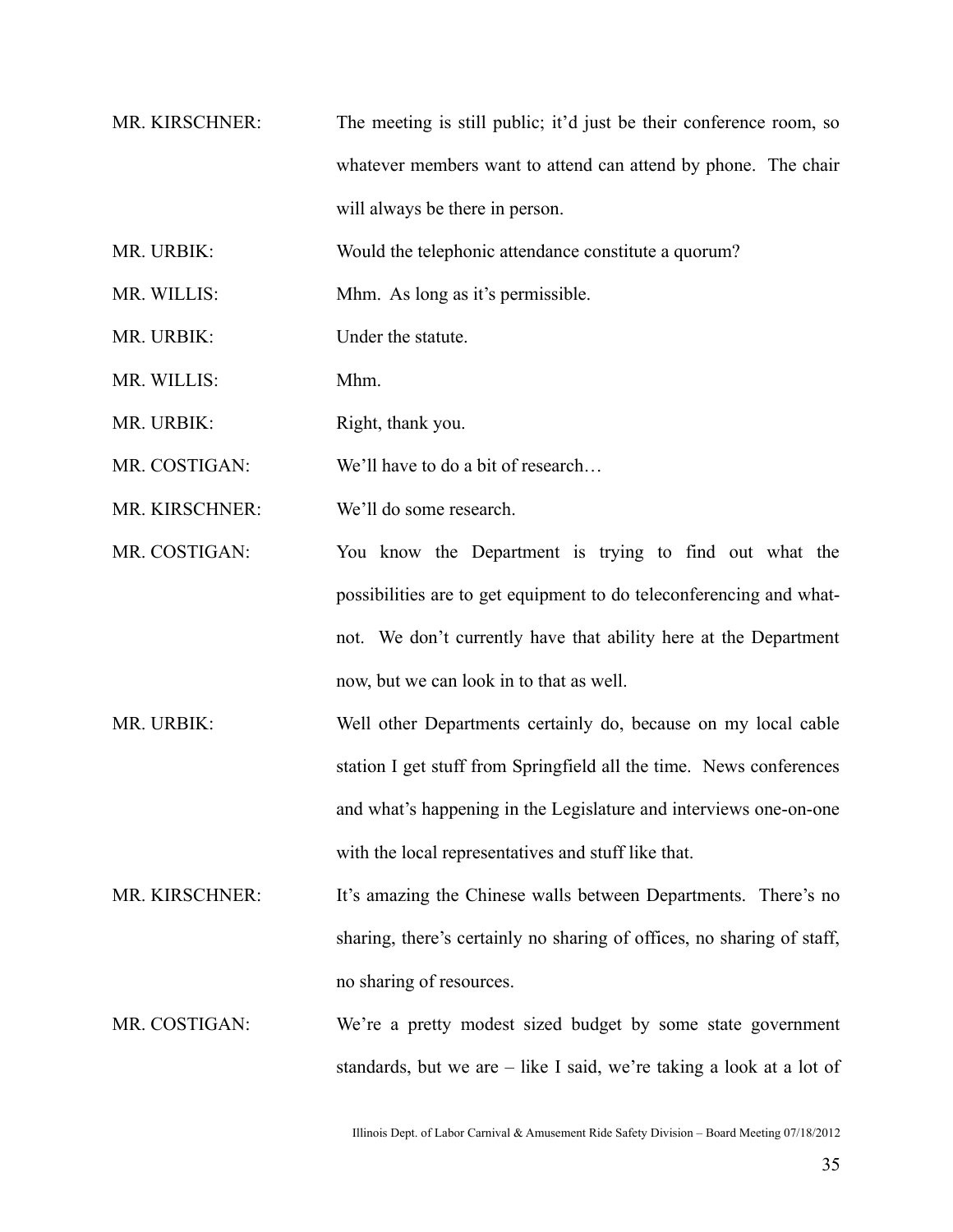MR. KIRSCHNER: The meeting is still public; it'd just be their conference room, so whatever members want to attend can attend by phone. The chair will always be there in person.

MR. URBIK: Would the telephonic attendance constitute a quorum?

MR. WILLIS: Mhm. As long as it's permissible.

MR. URBIK: Under the statute.

MR. WILLIS: Mhm.

MR. URBIK: Right, thank you.

MR. COSTIGAN: We'll have to do a bit of research…

MR. KIRSCHNER: We'll do some research.

MR. COSTIGAN: You know the Department is trying to find out what the possibilities are to get equipment to do teleconferencing and what-not. We don't currently have that ability here at the Department now, but we can look in to that as well.

MR. URBIK: Well other Departments certainly do, because on my local cable station I get stuff from Springfield all the time. News conferences and what's happening in the Legislature and interviews one-on-one with the local representatives and stuff like that.

MR. KIRSCHNER: It's amazing the Chinese walls between Departments. There's no sharing, there's certainly no sharing of offices, no sharing of staff, no sharing of resources.

MR. COSTIGAN: We're a pretty modest sized budget by some state government standards, but we are – like I said, we're taking a look at a lot of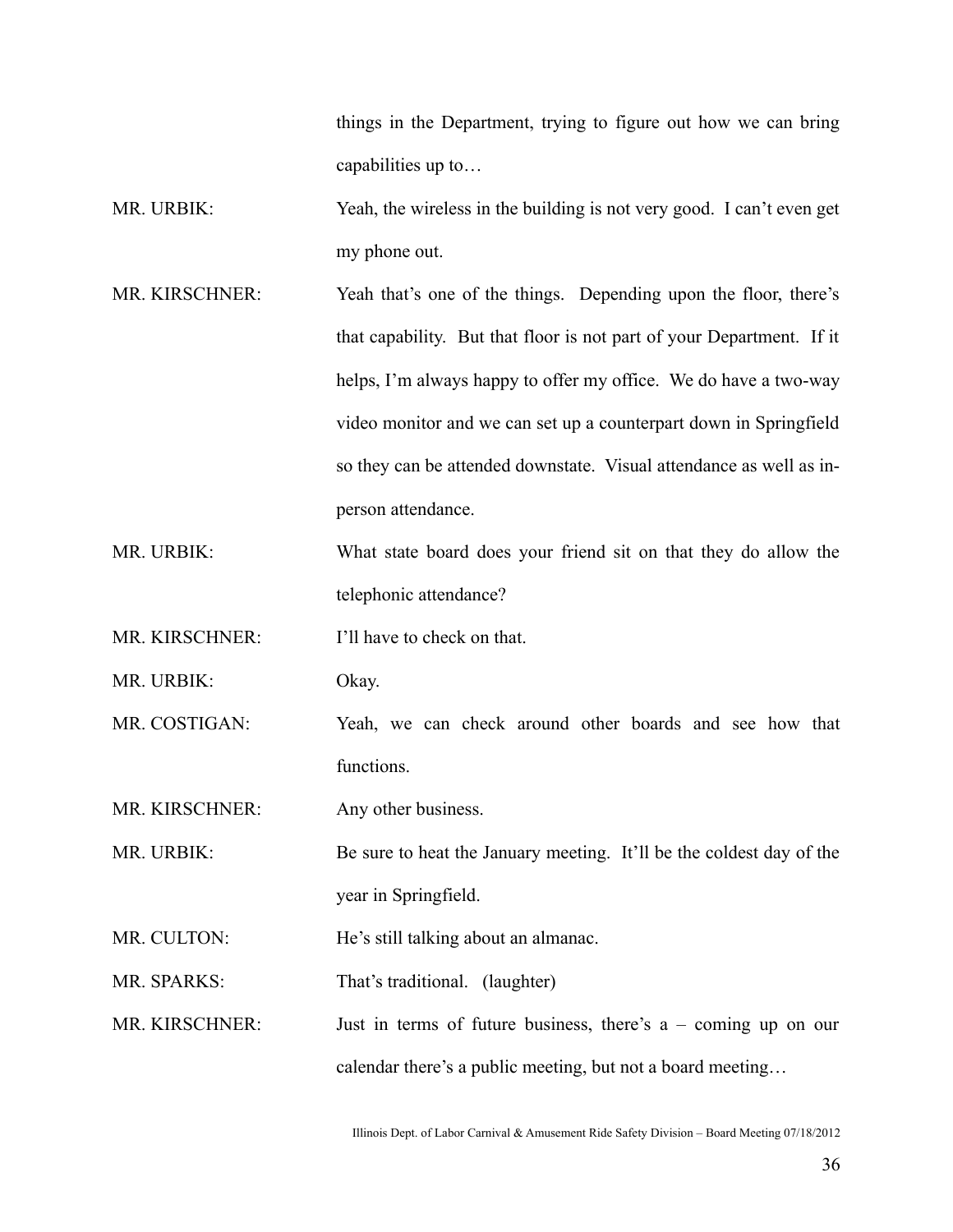things in the Department, trying to figure out how we can bring capabilities up to…

MR. URBIK: Yeah, the wireless in the building is not very good. I can't even get my phone out.

MR. KIRSCHNER: Yeah that's one of the things. Depending upon the floor, there's that capability. But that floor is not part of your Department. If it helps, I'm always happy to offer my office. We do have a two-way video monitor and we can set up a counterpart down in Springfield so they can be attended downstate. Visual attendance as well as in-person attendance.

MR. URBIK: What state board does your friend sit on that they do allow the telephonic attendance?

MR. KIRSCHNER: I'll have to check on that.

MR. URBIK: Okay.

MR. COSTIGAN: Yeah, we can check around other boards and see how that functions.

MR. KIRSCHNER: Any other business.

MR. URBIK: Be sure to heat the January meeting. It'll be the coldest day of the year in Springfield.

MR. CULTON: He's still talking about an almanac.

MR. SPARKS: That's traditional. (laughter)

MR. KIRSCHNER: Just in terms of future business, there's a – coming up on our calendar there's a public meeting, but not a board meeting…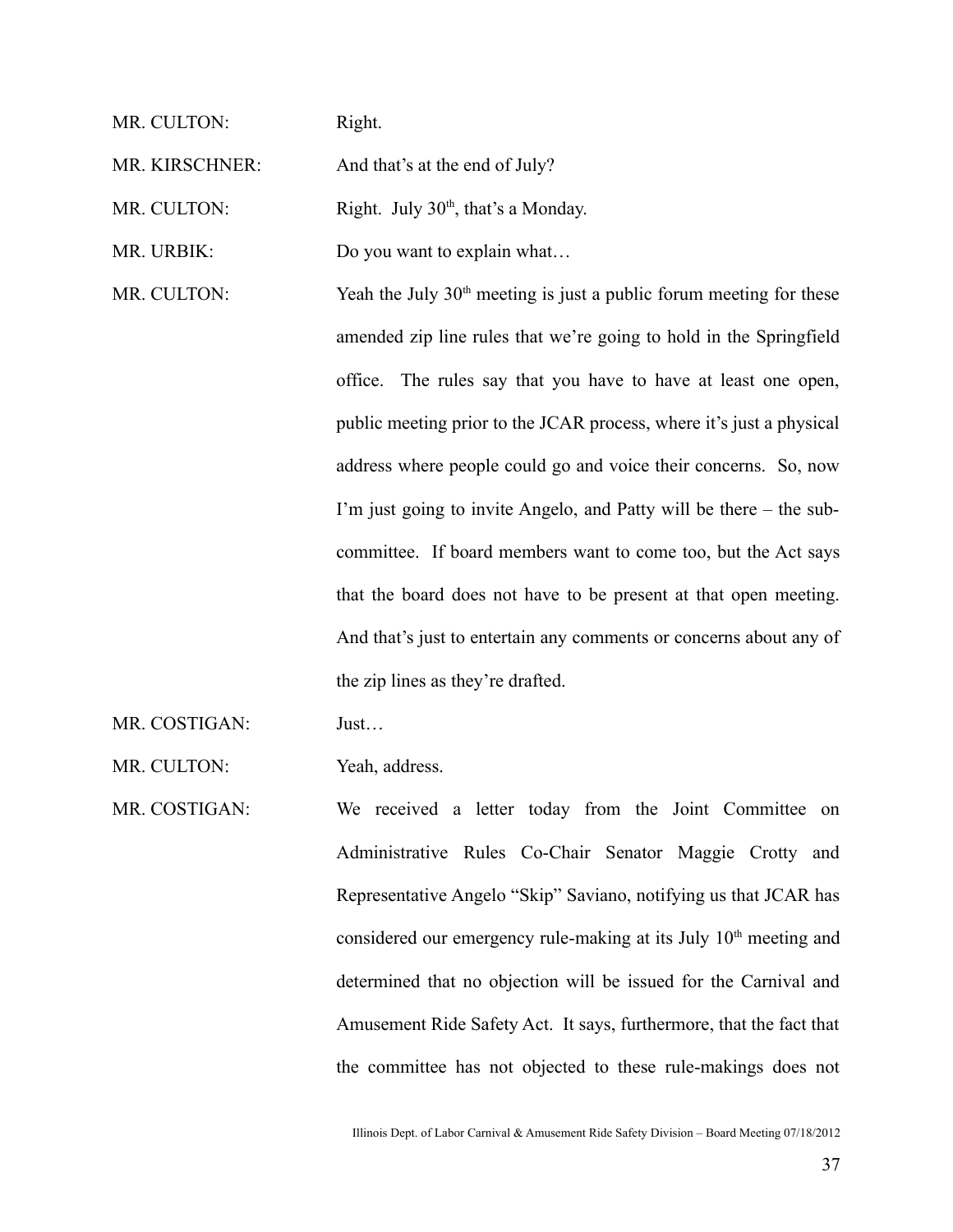MR. CULTON: Right.

MR. KIRSCHNER: And that's at the end of July?

MR. CULTON: Right. July 30th, that's a Monday.

MR. URBIK: Do you want to explain what…

MR. CULTON: Yeah the July 30th meeting is just a public forum meeting for these amended zip line rules that we're going to hold in the Springfield office. The rules say that you have to have at least one open, public meeting prior to the JCAR process, where it's just a physical address where people could go and voice their concerns. So, now I'm just going to invite Angelo, and Patty will be there – the sub-committee. If board members want to come too, but the Act says that the board does not have to be present at that open meeting. And that's just to entertain any comments or concerns about any of the zip lines as they're drafted.

MR. COSTIGAN: Just…

MR. CULTON: Yeah, address.

MR. COSTIGAN: We received a letter today from the Joint Committee on Administrative Rules Co-Chair Senator Maggie Crotty and Representative Angelo "Skip" Saviano, notifying us that JCAR has considered our emergency rule-making at its July 10th meeting and determined that no objection will be issued for the Carnival and Amusement Ride Safety Act. It says, furthermore, that the fact that the committee has not objected to these rule-makings does not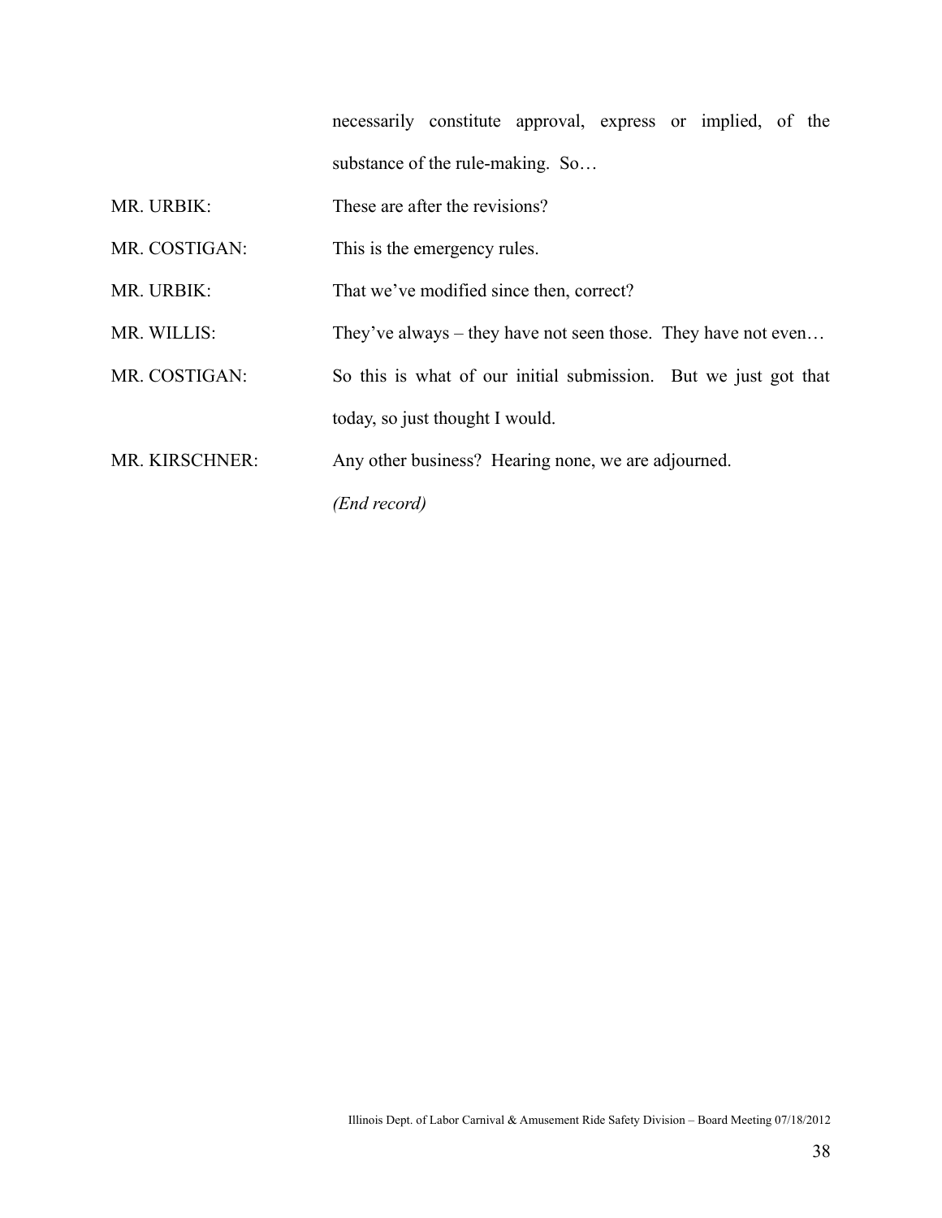necessarily constitute approval, express or implied, of the substance of the rule-making. So…

MR. URBIK: These are after the revisions?

MR. COSTIGAN: This is the emergency rules.

MR. URBIK: That we've modified since then, correct?

MR. WILLIS: They've always – they have not seen those. They have not even…

MR. COSTIGAN: So this is what of our initial submission. But we just got that today, so just thought I would.

MR. KIRSCHNER: Any other business? Hearing none, we are adjourned.

*(End record)*